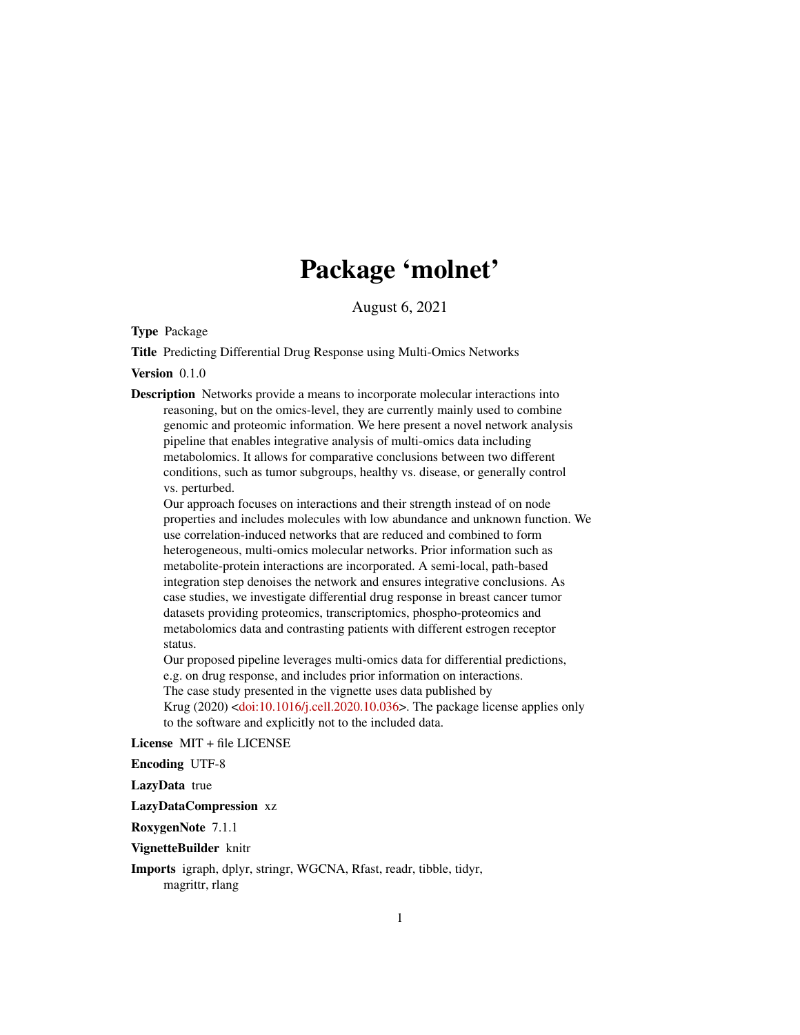# Package 'molnet'

August 6, 2021

**Type** Package

**Title** Predicting Differential Drug Response using Multi-Omics Networks

**Version** 0.1.0

**Description** Networks provide a means to incorporate molecular interactions into reasoning, but on the omics-level, they are currently mainly used to combine genomic and proteomic information. We here present a novel network analysis pipeline that enables integrative analysis of multi-omics data including metabolomics. It allows for comparative conclusions between two different conditions, such as tumor subgroups, healthy vs. disease, or generally control vs. perturbed.
Our approach focuses on interactions and their strength instead of on node properties and includes molecules with low abundance and unknown function. We use correlation-induced networks that are reduced and combined to form heterogeneous, multi-omics molecular networks. Prior information such as metabolite-protein interactions are incorporated. A semi-local, path-based integration step denoises the network and ensures integrative conclusions. As case studies, we investigate differential drug response in breast cancer tumor datasets providing proteomics, transcriptomics, phospho-proteomics and metabolomics data and contrasting patients with different estrogen receptor status.
Our proposed pipeline leverages multi-omics data for differential predictions, e.g. on drug response, and includes prior information on interactions.
The case study presented in the vignette uses data published by Krug (2020) <doi:10.1016/j.cell.2020.10.036>. The package license applies only to the software and explicitly not to the included data.

**License** MIT + file LICENSE

**Encoding** UTF-8

**LazyData** true

**LazyDataCompression** xz

**RoxygenNote** 7.1.1

**VignetteBuilder** knitr

**Imports** igraph, dplyr, stringr, WGCNA, Rfast, readr, tibble, tidyr, magrittr, rlang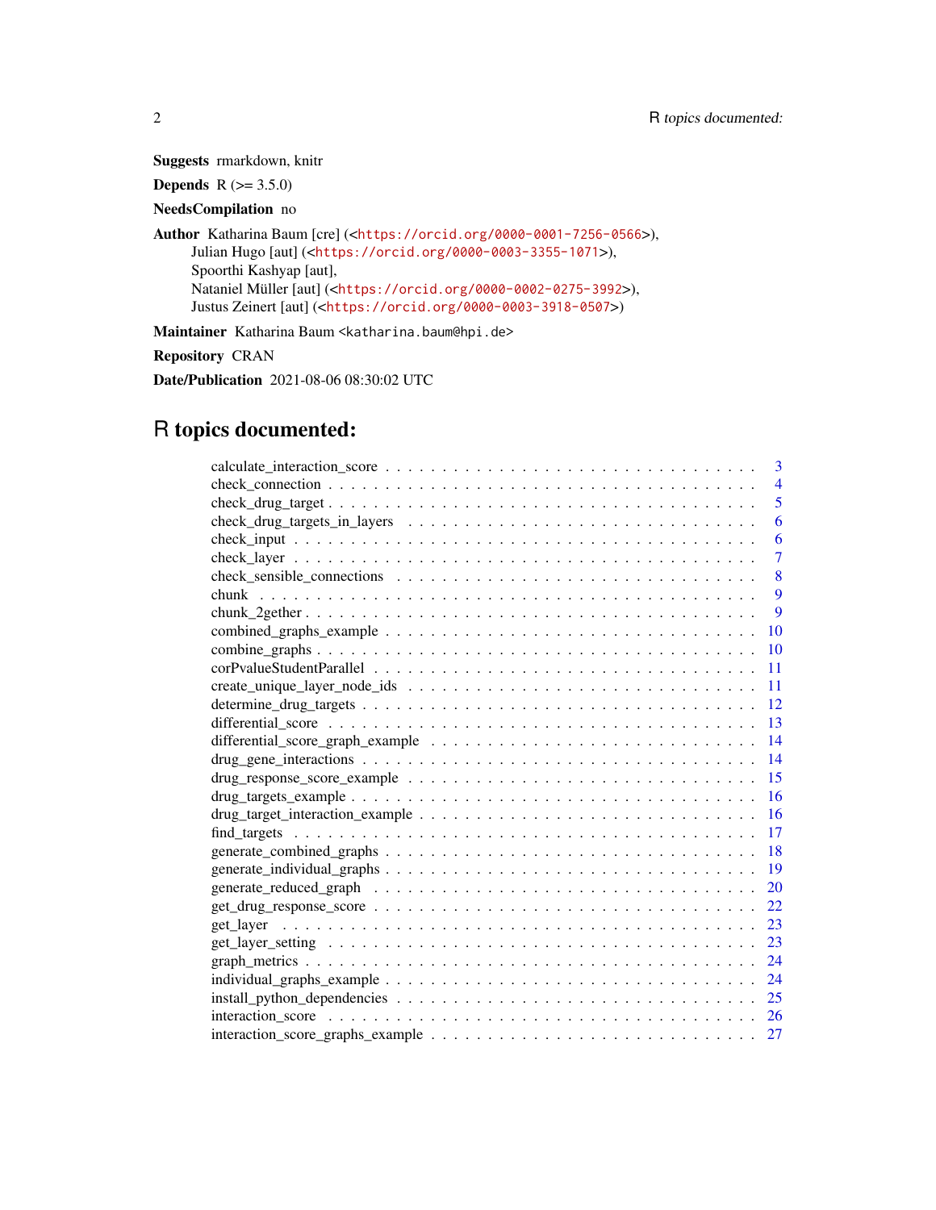**Suggests** rmarkdown, knitr

**Depends** R (>= 3.5.0)

**NeedsCompilation** no

**Author** Katharina Baum [cre] (<https://orcid.org/0000-0001-7256-0566>),
Julian Hugo [aut] (<https://orcid.org/0000-0003-3355-1071>),
Spoorthi Kashyap [aut],
Nataniel Müller [aut] (<https://orcid.org/0000-0002-0275-3992>),
Justus Zeinert [aut] (<https://orcid.org/0000-0003-3918-0507>)

**Maintainer** Katharina Baum <katharina.baum@hpi.de>

**Repository** CRAN

**Date/Publication** 2021-08-06 08:30:02 UTC

# R topics documented:

- calculate_interaction_score . . . . . . . . . . . . . . . . . . . . . . . . . . . . . . . . . 3
- check_connection . . . . . . . . . . . . . . . . . . . . . . . . . . . . . . . . . . . . . . . 4
- check_drug_target . . . . . . . . . . . . . . . . . . . . . . . . . . . . . . . . . . . . . . . 5
- check_drug_targets_in_layers . . . . . . . . . . . . . . . . . . . . . . . . . . . . . . . . 6
- check_input . . . . . . . . . . . . . . . . . . . . . . . . . . . . . . . . . . . . . . . . . . 6
- check_layer . . . . . . . . . . . . . . . . . . . . . . . . . . . . . . . . . . . . . . . . . . 7
- check_sensible_connections . . . . . . . . . . . . . . . . . . . . . . . . . . . . . . . . . 8
- chunk . . . . . . . . . . . . . . . . . . . . . . . . . . . . . . . . . . . . . . . . . . . . . 9
- chunk_2gether . . . . . . . . . . . . . . . . . . . . . . . . . . . . . . . . . . . . . . . . 9
- combined_graphs_example . . . . . . . . . . . . . . . . . . . . . . . . . . . . . . . . . . 10
- combine_graphs . . . . . . . . . . . . . . . . . . . . . . . . . . . . . . . . . . . . . . . 10
- corPvalueStudentParallel . . . . . . . . . . . . . . . . . . . . . . . . . . . . . . . . . . 11
- create_unique_layer_node_ids . . . . . . . . . . . . . . . . . . . . . . . . . . . . . . . . 11
- determine_drug_targets . . . . . . . . . . . . . . . . . . . . . . . . . . . . . . . . . . . 12
- differential_score . . . . . . . . . . . . . . . . . . . . . . . . . . . . . . . . . . . . . . 13
- differential_score_graph_example . . . . . . . . . . . . . . . . . . . . . . . . . . . . . . 14
- drug_gene_interactions . . . . . . . . . . . . . . . . . . . . . . . . . . . . . . . . . . . 14
- drug_response_score_example . . . . . . . . . . . . . . . . . . . . . . . . . . . . . . . . 15
- drug_targets_example . . . . . . . . . . . . . . . . . . . . . . . . . . . . . . . . . . . . 16
- drug_target_interaction_example . . . . . . . . . . . . . . . . . . . . . . . . . . . . . . 16
- find_targets . . . . . . . . . . . . . . . . . . . . . . . . . . . . . . . . . . . . . . . . . 17
- generate_combined_graphs . . . . . . . . . . . . . . . . . . . . . . . . . . . . . . . . . . 18
- generate_individual_graphs . . . . . . . . . . . . . . . . . . . . . . . . . . . . . . . . . 19
- generate_reduced_graph . . . . . . . . . . . . . . . . . . . . . . . . . . . . . . . . . . . 20
- get_drug_response_score . . . . . . . . . . . . . . . . . . . . . . . . . . . . . . . . . . . 22
- get_layer . . . . . . . . . . . . . . . . . . . . . . . . . . . . . . . . . . . . . . . . . . . 23
- get_layer_setting . . . . . . . . . . . . . . . . . . . . . . . . . . . . . . . . . . . . . . 23
- graph_metrics . . . . . . . . . . . . . . . . . . . . . . . . . . . . . . . . . . . . . . . . 24
- individual_graphs_example . . . . . . . . . . . . . . . . . . . . . . . . . . . . . . . . . . 24
- install_python_dependencies . . . . . . . . . . . . . . . . . . . . . . . . . . . . . . . . 25
- interaction_score . . . . . . . . . . . . . . . . . . . . . . . . . . . . . . . . . . . . . . 26
- interaction_score_graphs_example . . . . . . . . . . . . . . . . . . . . . . . . . . . . . . 27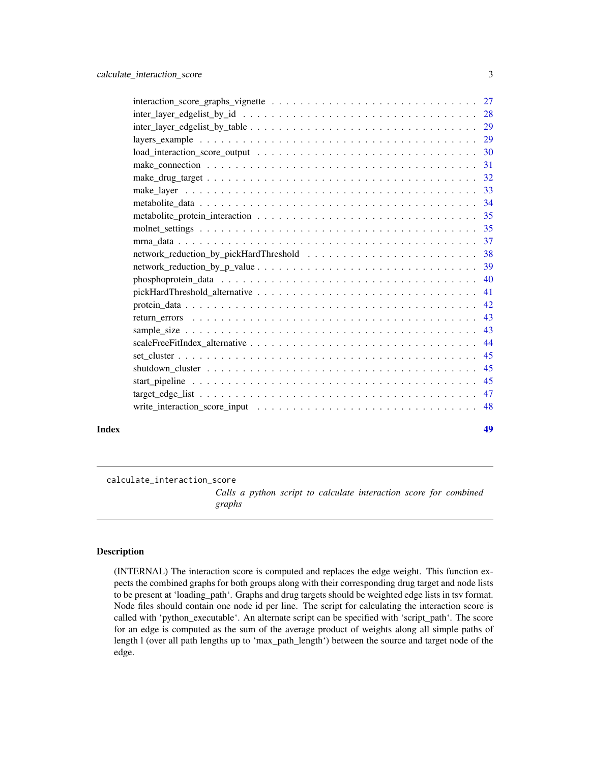| | |
|---|---|
| interaction_score_graphs_vignette | 27 |
| inter_layer_edgelist_by_id | 28 |
| inter_layer_edgelist_by_table | 29 |
| layers_example | 29 |
| load_interaction_score_output | 30 |
| make_connection | 31 |
| make_drug_target | 32 |
| make_layer | 33 |
| metabolite_data | 34 |
| metabolite_protein_interaction | 35 |
| molnet_settings | 35 |
| mrna_data | 37 |
| network_reduction_by_pickHardThreshold | 38 |
| network_reduction_by_p_value | 39 |
| phosphoprotein_data | 40 |
| pickHardThreshold_alternative | 41 |
| protein_data | 42 |
| return_errors | 43 |
| sample_size | 43 |
| scaleFreeFitIndex_alternative | 44 |
| set_cluster | 45 |
| shutdown_cluster | 45 |
| start_pipeline | 45 |
| target_edge_list | 47 |
| write_interaction_score_input | 48 |

**Index** 49

---

`calculate_interaction_score` *Calls a python script to calculate interaction score for combined graphs*

---

### Description

(INTERNAL) The interaction score is computed and replaces the edge weight. This function expects the combined graphs for both groups along with their corresponding drug target and node lists to be present at 'loading_path'. Graphs and drug targets should be weighted edge lists in tsv format. Node files should contain one node id per line. The script for calculating the interaction score is called with 'python_executable'. An alternate script can be specified with 'script_path'. The score for an edge is computed as the sum of the average product of weights along all simple paths of length l (over all path lengths up to 'max_path_length') between the source and target node of the edge.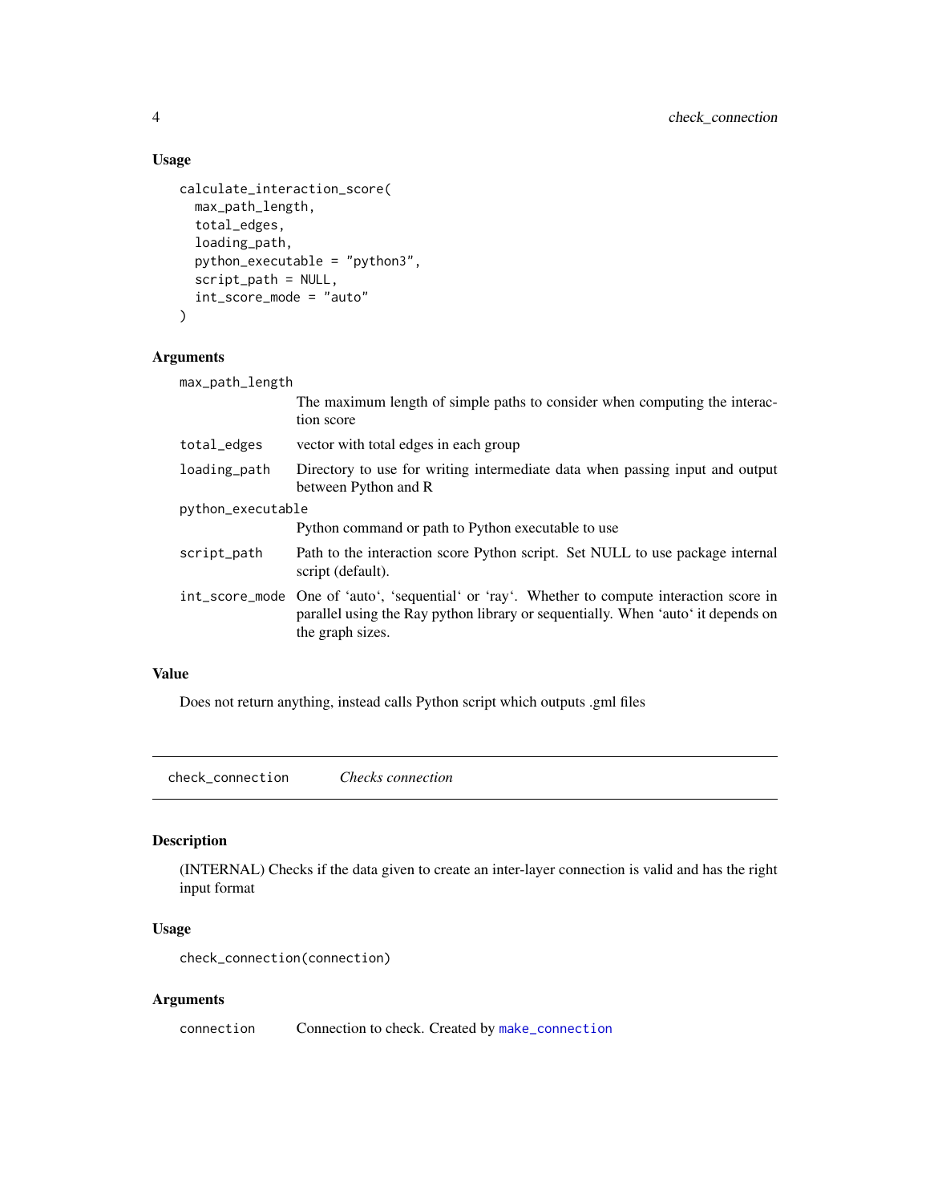### Usage

```
calculate_interaction_score(
  max_path_length,
  total_edges,
  loading_path,
  python_executable = "python3",
  script_path = NULL,
  int_score_mode = "auto"
)
```

### Arguments

| | |
|---|---|
| max_path_length | The maximum length of simple paths to consider when computing the interaction score |
| total_edges | vector with total edges in each group |
| loading_path | Directory to use for writing intermediate data when passing input and output between Python and R |
| python_executable | Python command or path to Python executable to use |
| script_path | Path to the interaction score Python script. Set NULL to use package internal script (default). |
| int_score_mode | One of 'auto', 'sequential' or 'ray'. Whether to compute interaction score in parallel using the Ray python library or sequentially. When 'auto' it depends on the graph sizes. |

### Value

Does not return anything, instead calls Python script which outputs .gml files

---

## check_connection *Checks connection*

### Description

(INTERNAL) Checks if the data given to create an inter-layer connection is valid and has the right input format

### Usage

```
check_connection(connection)
```

### Arguments

| | |
|---|---|
| connection | Connection to check. Created by make_connection |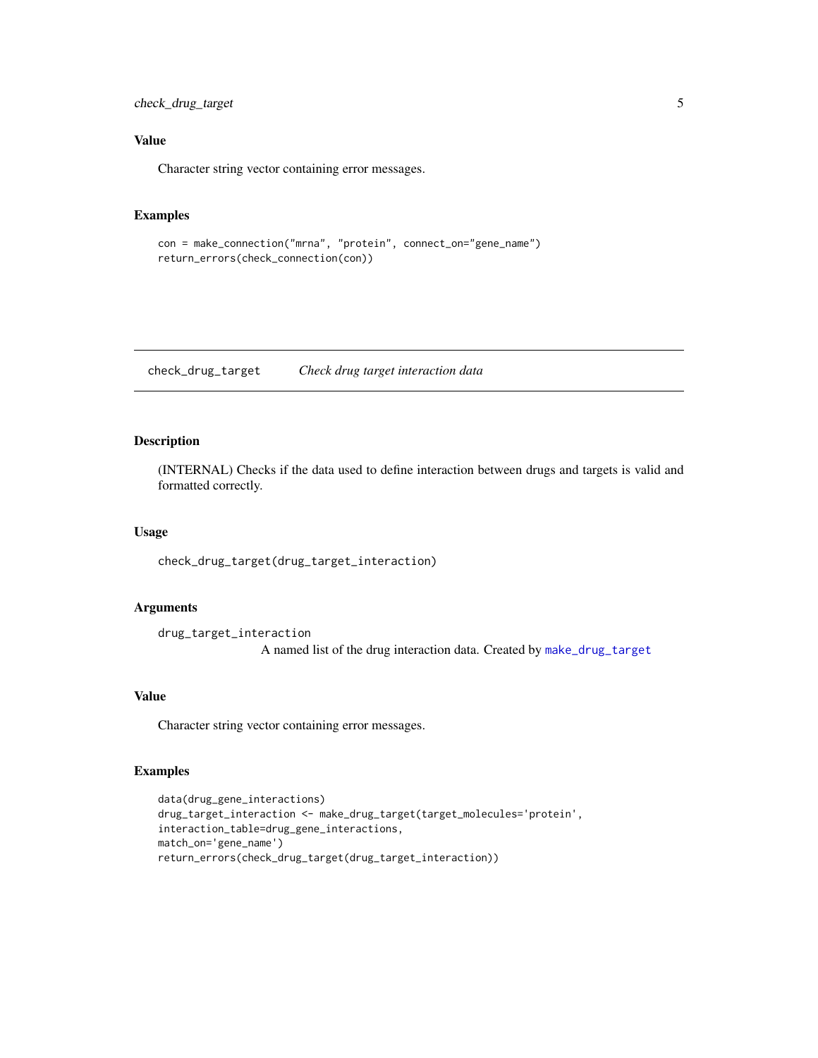### Value

Character string vector containing error messages.

### Examples

```
con = make_connection("mrna", "protein", connect_on="gene_name")
return_errors(check_connection(con))
```

---

## check_drug_target *Check drug target interaction data*

---

### Description

(INTERNAL) Checks if the data used to define interaction between drugs and targets is valid and formatted correctly.

### Usage

```
check_drug_target(drug_target_interaction)
```

### Arguments

`drug_target_interaction`
A named list of the drug interaction data. Created by `make_drug_target`

### Value

Character string vector containing error messages.

### Examples

```
data(drug_gene_interactions)
drug_target_interaction <- make_drug_target(target_molecules='protein',
interaction_table=drug_gene_interactions,
match_on='gene_name')
return_errors(check_drug_target(drug_target_interaction))
```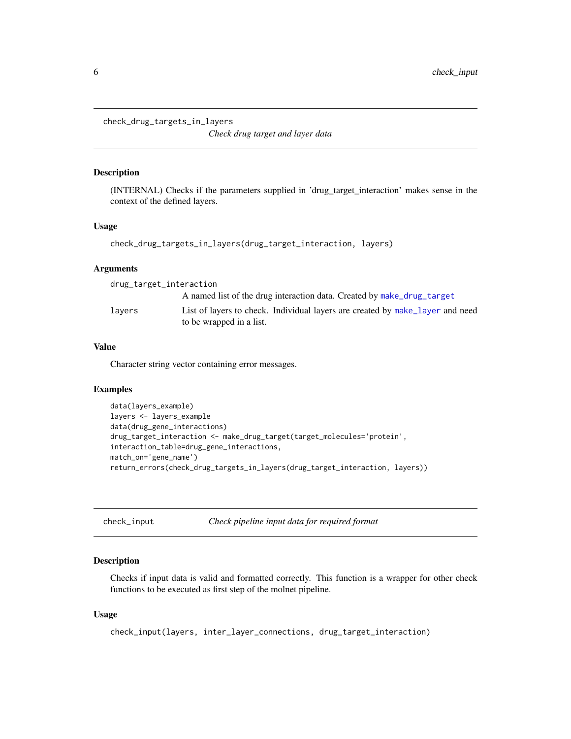## check_drug_targets_in_layers

*Check drug target and layer data*

### Description

(INTERNAL) Checks if the parameters supplied in 'drug_target_interaction' makes sense in the context of the defined layers.

### Usage

```
check_drug_targets_in_layers(drug_target_interaction, layers)
```

### Arguments

| | |
|---|---|
| drug_target_interaction | A named list of the drug interaction data. Created by make_drug_target |
| layers | List of layers to check. Individual layers are created by make_layer and need to be wrapped in a list. |

### Value

Character string vector containing error messages.

### Examples

```
data(layers_example)
layers <- layers_example
data(drug_gene_interactions)
drug_target_interaction <- make_drug_target(target_molecules='protein',
interaction_table=drug_gene_interactions,
match_on='gene_name')
return_errors(check_drug_targets_in_layers(drug_target_interaction, layers))
```

## check_input

*Check pipeline input data for required format*

### Description

Checks if input data is valid and formatted correctly. This function is a wrapper for other check functions to be executed as first step of the molnet pipeline.

### Usage

```
check_input(layers, inter_layer_connections, drug_target_interaction)
```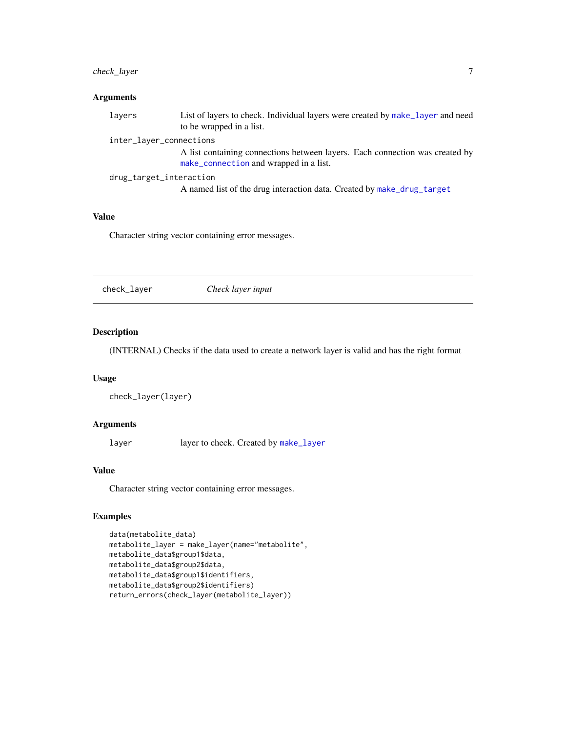### Arguments

- `layers` — List of layers to check. Individual layers were created by `make_layer` and need to be wrapped in a list.
- `inter_layer_connections` — A list containing connections between layers. Each connection was created by `make_connection` and wrapped in a list.
- `drug_target_interaction` — A named list of the drug interaction data. Created by `make_drug_target`

### Value

Character string vector containing error messages.

---

## check_layer — *Check layer input*

---

### Description

(INTERNAL) Checks if the data used to create a network layer is valid and has the right format

### Usage

```
check_layer(layer)
```

### Arguments

- `layer` — layer to check. Created by `make_layer`

### Value

Character string vector containing error messages.

### Examples

```
data(metabolite_data)
metabolite_layer = make_layer(name="metabolite",
metabolite_data$group1$data,
metabolite_data$group2$data,
metabolite_data$group1$identifiers,
metabolite_data$group2$identifiers)
return_errors(check_layer(metabolite_layer))
```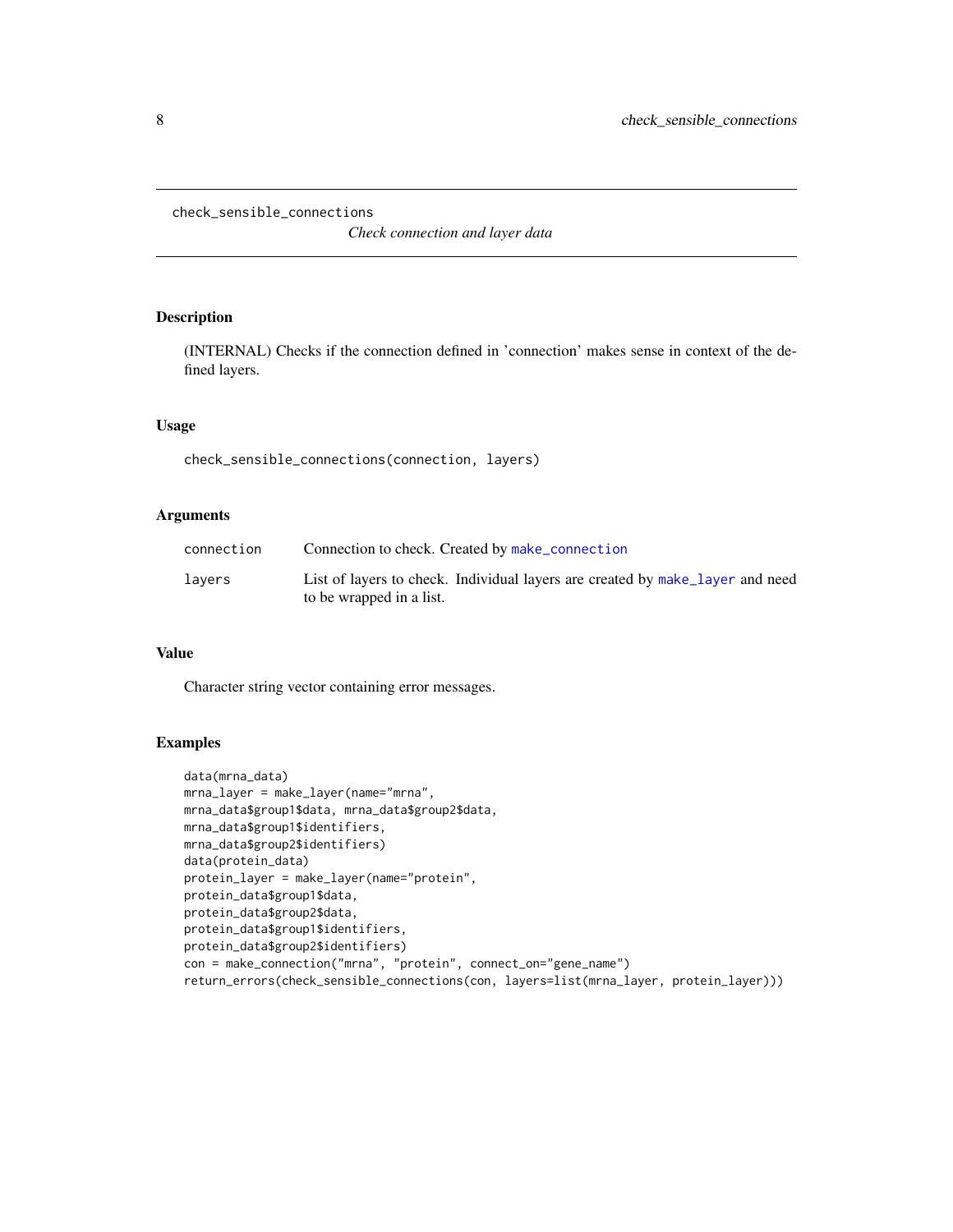check_sensible_connections

*Check connection and layer data*

## Description

(INTERNAL) Checks if the connection defined in 'connection' makes sense in context of the defined layers.

## Usage

```
check_sensible_connections(connection, layers)
```

## Arguments

| | |
|---|---|
| connection | Connection to check. Created by make_connection |
| layers | List of layers to check. Individual layers are created by make_layer and need to be wrapped in a list. |

## Value

Character string vector containing error messages.

## Examples

```
data(mrna_data)
mrna_layer = make_layer(name="mrna",
mrna_data$group1$data, mrna_data$group2$data,
mrna_data$group1$identifiers,
mrna_data$group2$identifiers)
data(protein_data)
protein_layer = make_layer(name="protein",
protein_data$group1$data,
protein_data$group2$data,
protein_data$group1$identifiers,
protein_data$group2$identifiers)
con = make_connection("mrna", "protein", connect_on="gene_name")
return_errors(check_sensible_connections(con, layers=list(mrna_layer, protein_layer)))
```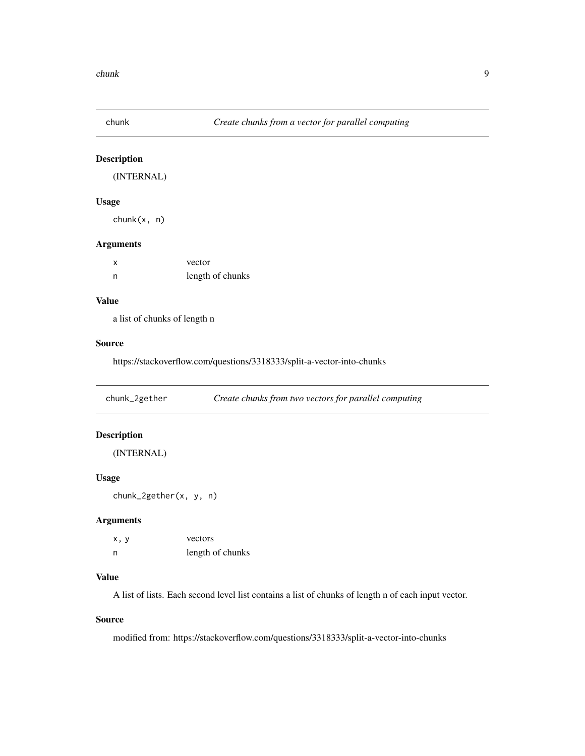## chunk — *Create chunks from a vector for parallel computing*

### Description

(INTERNAL)

### Usage

```
chunk(x, n)
```

### Arguments

| | |
|---|---|
| x | vector |
| n | length of chunks |

### Value

a list of chunks of length n

### Source

https://stackoverflow.com/questions/3318333/split-a-vector-into-chunks

## chunk_2gether — *Create chunks from two vectors for parallel computing*

### Description

(INTERNAL)

### Usage

```
chunk_2gether(x, y, n)
```

### Arguments

| | |
|---|---|
| x, y | vectors |
| n | length of chunks |

### Value

A list of lists. Each second level list contains a list of chunks of length n of each input vector.

### Source

modified from: https://stackoverflow.com/questions/3318333/split-a-vector-into-chunks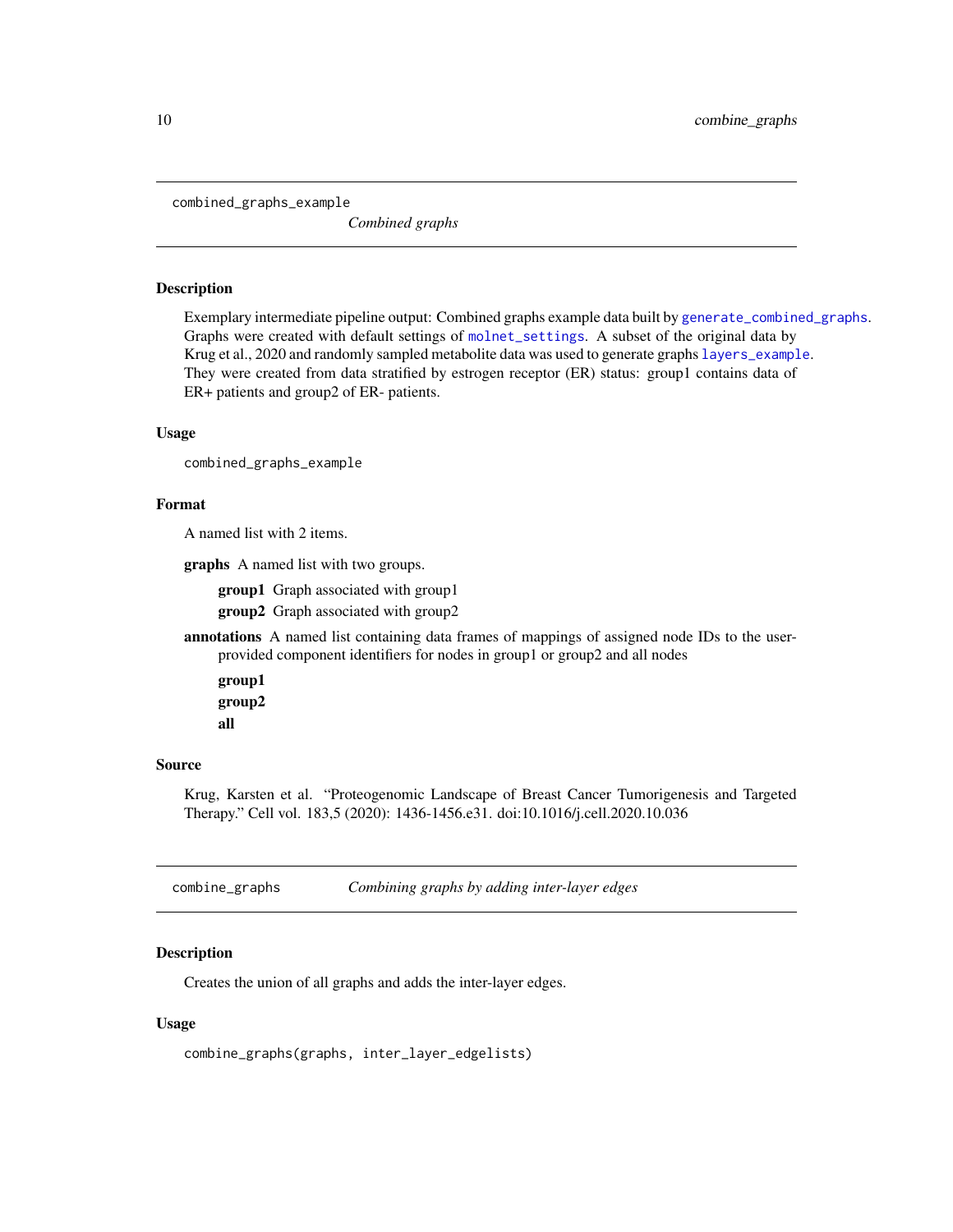## combined_graphs_example — *Combined graphs*

### Description

Exemplary intermediate pipeline output: Combined graphs example data built by `generate_combined_graphs`. Graphs were created with default settings of `molnet_settings`. A subset of the original data by Krug et al., 2020 and randomly sampled metabolite data was used to generate graphs `layers_example`. They were created from data stratified by estrogen receptor (ER) status: group1 contains data of ER+ patients and group2 of ER- patients.

### Usage

```
combined_graphs_example
```

### Format

A named list with 2 items.

**graphs** A named list with two groups.

- **group1** Graph associated with group1
- **group2** Graph associated with group2

**annotations** A named list containing data frames of mappings of assigned node IDs to the user-provided component identifiers for nodes in group1 or group2 and all nodes

- **group1**
- **group2**
- **all**

### Source

Krug, Karsten et al. "Proteogenomic Landscape of Breast Cancer Tumorigenesis and Targeted Therapy." Cell vol. 183,5 (2020): 1436-1456.e31. doi:10.1016/j.cell.2020.10.036

## combine_graphs — *Combining graphs by adding inter-layer edges*

### Description

Creates the union of all graphs and adds the inter-layer edges.

### Usage

```
combine_graphs(graphs, inter_layer_edgelists)
```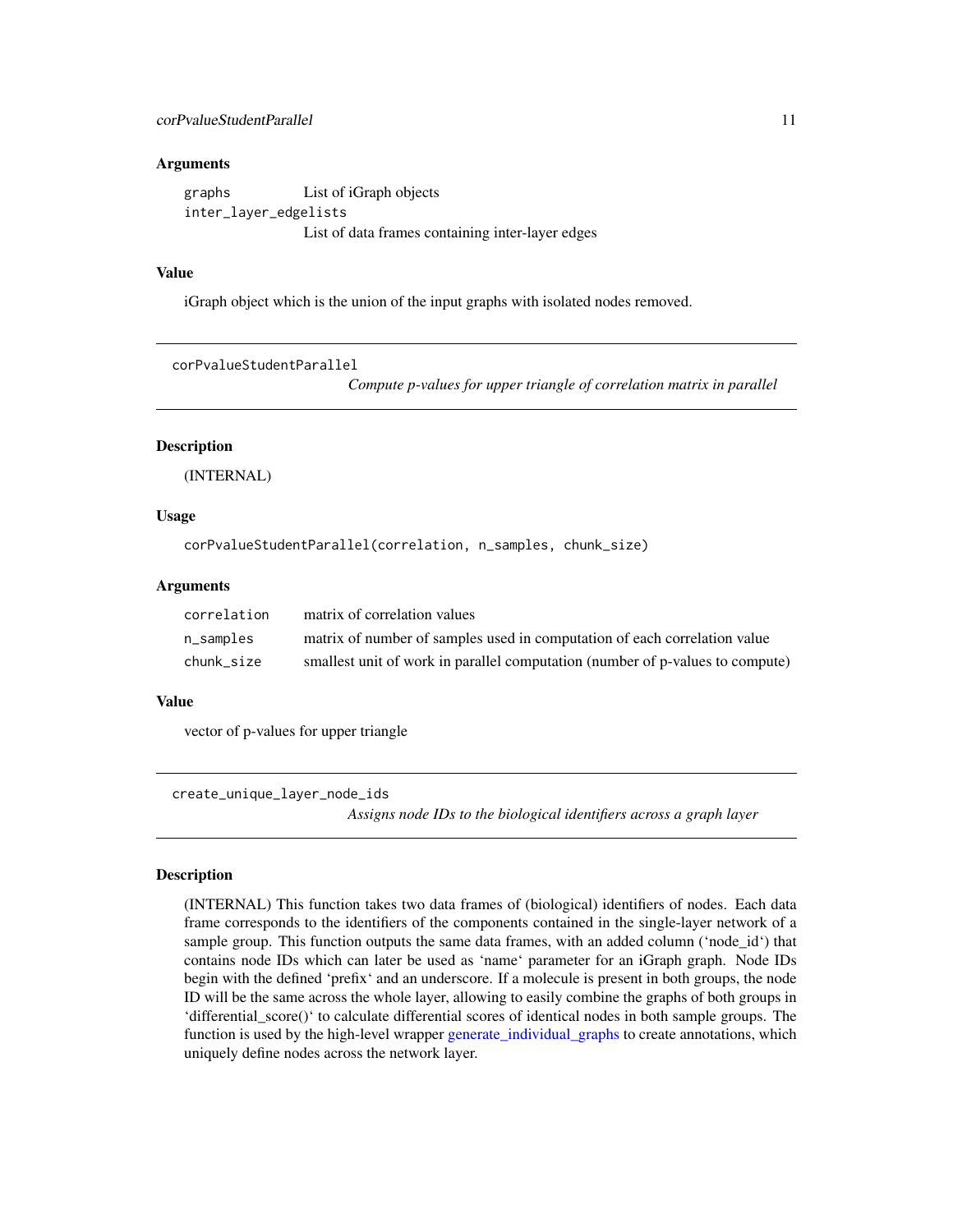### Arguments

| | |
|---|---|
| `graphs` | List of iGraph objects |
| `inter_layer_edgelists` | List of data frames containing inter-layer edges |

### Value

iGraph object which is the union of the input graphs with isolated nodes removed.

---

## corPvalueStudentParallel

*Compute p-values for upper triangle of correlation matrix in parallel*

### Description

(INTERNAL)

### Usage

```
corPvalueStudentParallel(correlation, n_samples, chunk_size)
```

### Arguments

| | |
|---|---|
| `correlation` | matrix of correlation values |
| `n_samples` | matrix of number of samples used in computation of each correlation value |
| `chunk_size` | smallest unit of work in parallel computation (number of p-values to compute) |

### Value

vector of p-values for upper triangle

---

## create_unique_layer_node_ids

*Assigns node IDs to the biological identifiers across a graph layer*

### Description

(INTERNAL) This function takes two data frames of (biological) identifiers of nodes. Each data frame corresponds to the identifiers of the components contained in the single-layer network of a sample group. This function outputs the same data frames, with an added column ('node_id') that contains node IDs which can later be used as 'name' parameter for an iGraph graph. Node IDs begin with the defined 'prefix' and an underscore. If a molecule is present in both groups, the node ID will be the same across the whole layer, allowing to easily combine the graphs of both groups in 'differential_score()' to calculate differential scores of identical nodes in both sample groups. The function is used by the high-level wrapper generate_individual_graphs to create annotations, which uniquely define nodes across the network layer.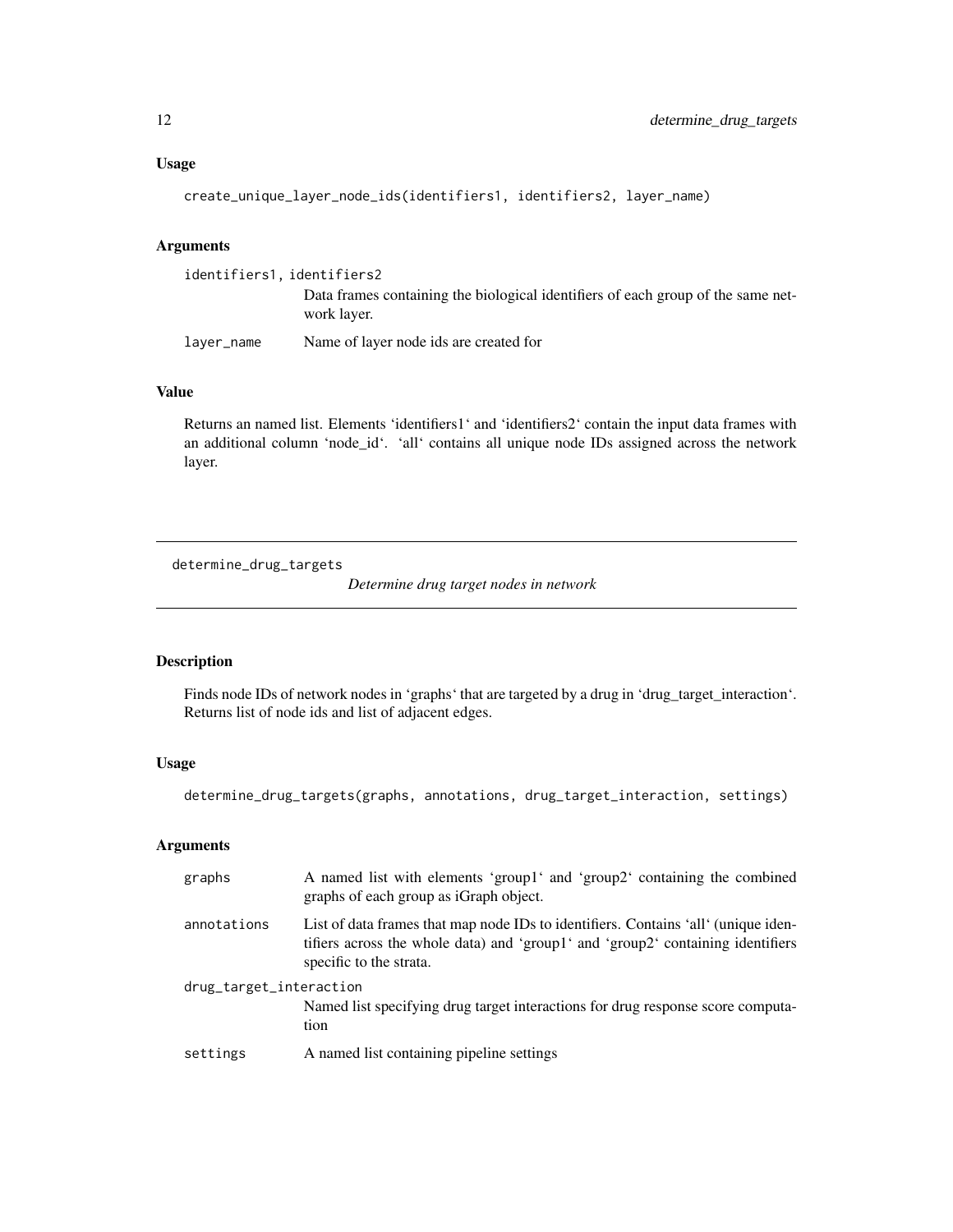### Usage

```
create_unique_layer_node_ids(identifiers1, identifiers2, layer_name)
```

### Arguments

identifiers1, identifiers2
: Data frames containing the biological identifiers of each group of the same network layer.

layer_name
: Name of layer node ids are created for

### Value

Returns an named list. Elements 'identifiers1' and 'identifiers2' contain the input data frames with an additional column 'node_id'. 'all' contains all unique node IDs assigned across the network layer.

---

## determine_drug_targets — *Determine drug target nodes in network*

---

### Description

Finds node IDs of network nodes in 'graphs' that are targeted by a drug in 'drug_target_interaction'. Returns list of node ids and list of adjacent edges.

### Usage

```
determine_drug_targets(graphs, annotations, drug_target_interaction, settings)
```

### Arguments

graphs
: A named list with elements 'group1' and 'group2' containing the combined graphs of each group as iGraph object.

annotations
: List of data frames that map node IDs to identifiers. Contains 'all' (unique identifiers across the whole data) and 'group1' and 'group2' containing identifiers specific to the strata.

drug_target_interaction
: Named list specifying drug target interactions for drug response score computation

settings
: A named list containing pipeline settings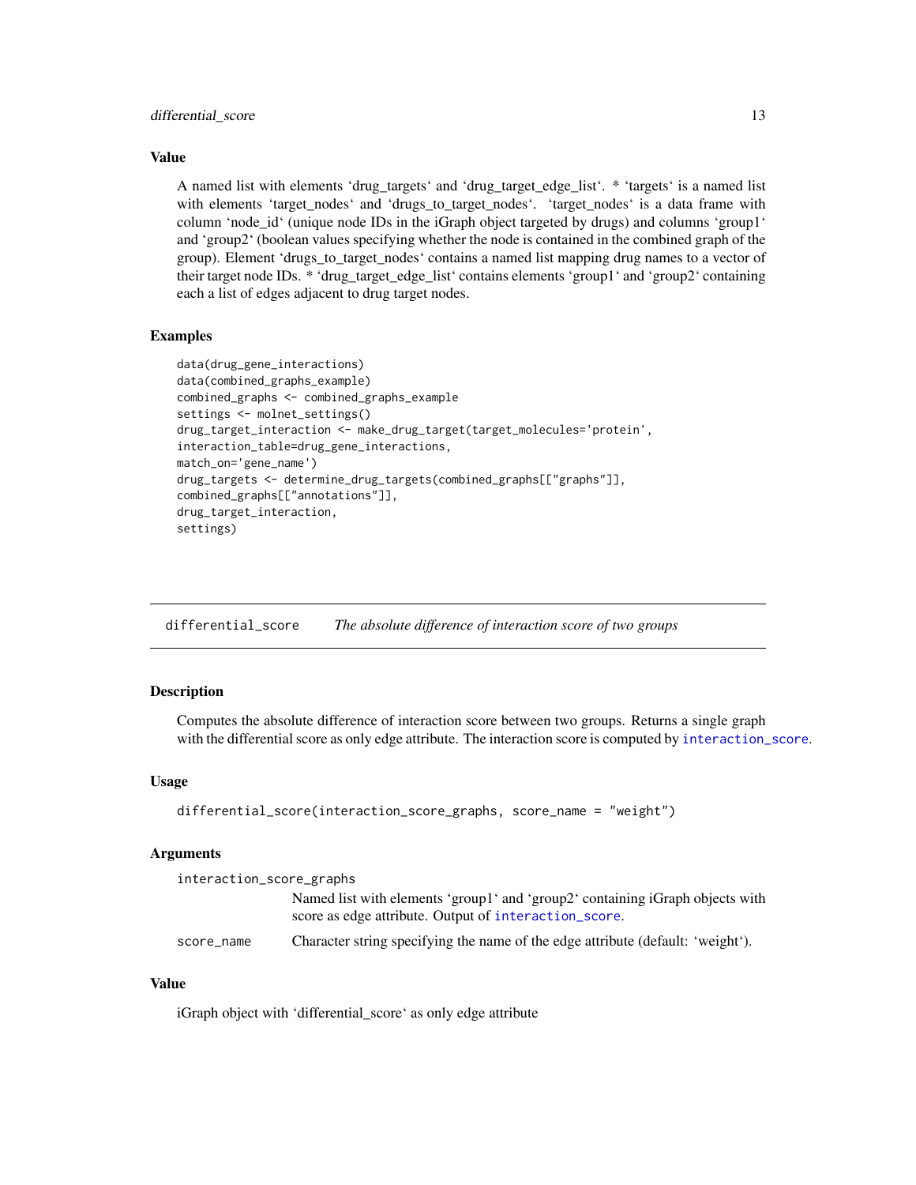### Value

A named list with elements ‘drug_targets‘ and ‘drug_target_edge_list‘. * ‘targets‘ is a named list with elements ‘target_nodes‘ and ‘drugs_to_target_nodes‘. ‘target_nodes‘ is a data frame with column ‘node_id‘ (unique node IDs in the iGraph object targeted by drugs) and columns ‘group1‘ and ‘group2‘ (boolean values specifying whether the node is contained in the combined graph of the group). Element ‘drugs_to_target_nodes‘ contains a named list mapping drug names to a vector of their target node IDs. * ‘drug_target_edge_list‘ contains elements ‘group1‘ and ‘group2‘ containing each a list of edges adjacent to drug target nodes.

### Examples

```
data(drug_gene_interactions)
data(combined_graphs_example)
combined_graphs <- combined_graphs_example
settings <- molnet_settings()
drug_target_interaction <- make_drug_target(target_molecules='protein',
interaction_table=drug_gene_interactions,
match_on='gene_name')
drug_targets <- determine_drug_targets(combined_graphs[["graphs"]],
combined_graphs[["annotations"]],
drug_target_interaction,
settings)
```

---

## differential_score — *The absolute difference of interaction score of two groups*

### Description

Computes the absolute difference of interaction score between two groups. Returns a single graph with the differential score as only edge attribute. The interaction score is computed by interaction_score.

### Usage

```
differential_score(interaction_score_graphs, score_name = "weight")
```

### Arguments

| | |
|---|---|
| interaction_score_graphs | Named list with elements ‘group1‘ and ‘group2‘ containing iGraph objects with score as edge attribute. Output of interaction_score. |
| score_name | Character string specifying the name of the edge attribute (default: ‘weight‘). |

### Value

iGraph object with ‘differential_score‘ as only edge attribute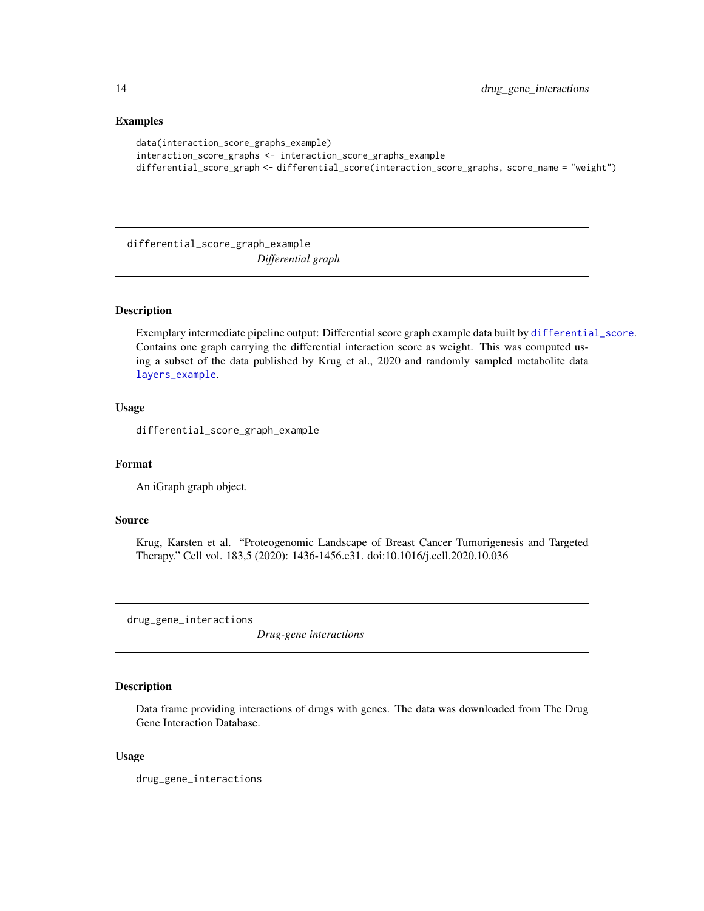### Examples

```
data(interaction_score_graphs_example)
interaction_score_graphs <- interaction_score_graphs_example
differential_score_graph <- differential_score(interaction_score_graphs, score_name = "weight")
```

---

## differential_score_graph_example

*Differential graph*

---

### Description

Exemplary intermediate pipeline output: Differential score graph example data built by `differential_score`. Contains one graph carrying the differential interaction score as weight. This was computed using a subset of the data published by Krug et al., 2020 and randomly sampled metabolite data `layers_example`.

### Usage

```
differential_score_graph_example
```

### Format

An iGraph graph object.

### Source

Krug, Karsten et al. "Proteogenomic Landscape of Breast Cancer Tumorigenesis and Targeted Therapy." Cell vol. 183,5 (2020): 1436-1456.e31. doi:10.1016/j.cell.2020.10.036

---

## drug_gene_interactions

*Drug-gene interactions*

---

### Description

Data frame providing interactions of drugs with genes. The data was downloaded from The Drug Gene Interaction Database.

### Usage

```
drug_gene_interactions
```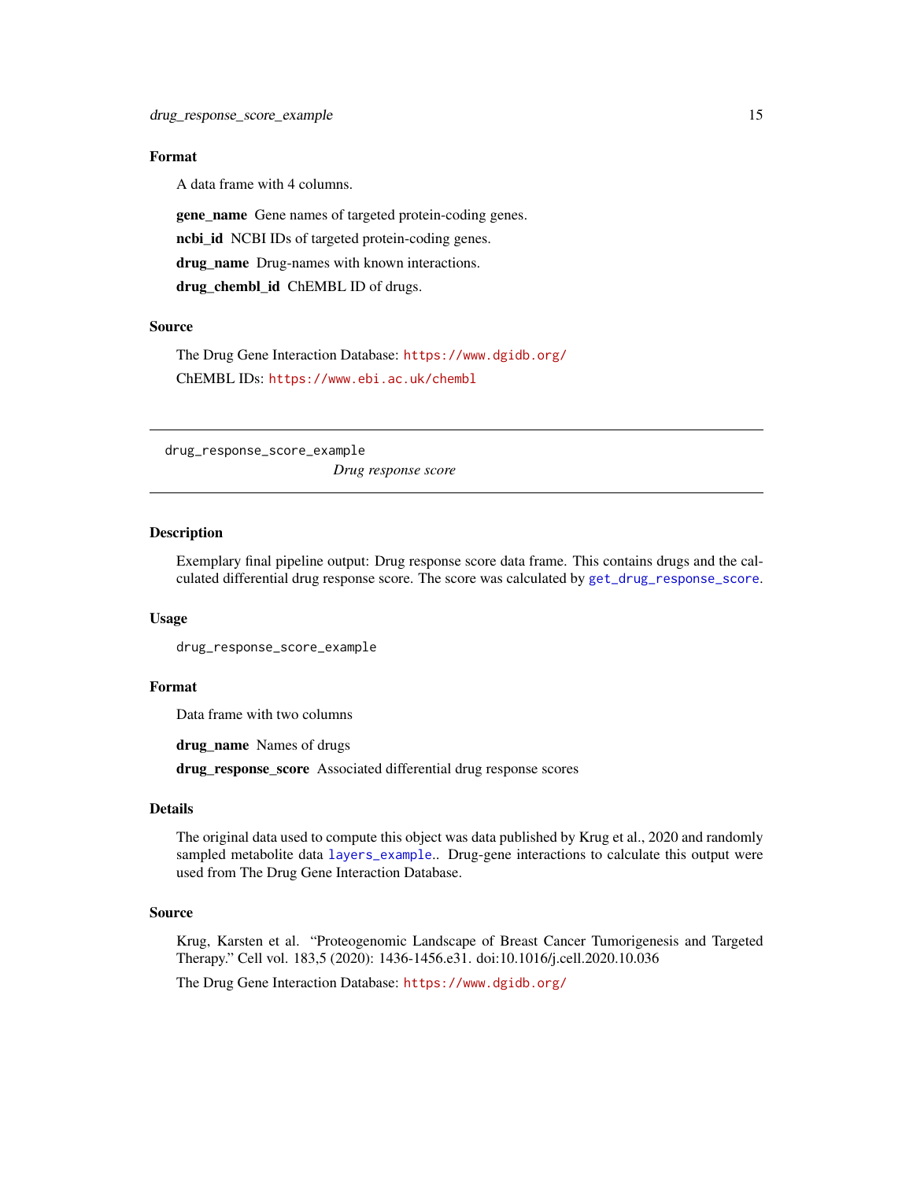### Format

A data frame with 4 columns.

**gene_name** Gene names of targeted protein-coding genes.

**ncbi_id** NCBI IDs of targeted protein-coding genes.

**drug_name** Drug-names with known interactions.

**drug_chembl_id** ChEMBL ID of drugs.

### Source

The Drug Gene Interaction Database: https://www.dgidb.org/

ChEMBL IDs: https://www.ebi.ac.uk/chembl

---

## drug_response_score_example

*Drug response score*

---

### Description

Exemplary final pipeline output: Drug response score data frame. This contains drugs and the calculated differential drug response score. The score was calculated by get_drug_response_score.

### Usage

```
drug_response_score_example
```

### Format

Data frame with two columns

**drug_name** Names of drugs

**drug_response_score** Associated differential drug response scores

### Details

The original data used to compute this object was data published by Krug et al., 2020 and randomly sampled metabolite data layers_example.. Drug-gene interactions to calculate this output were used from The Drug Gene Interaction Database.

### Source

Krug, Karsten et al. "Proteogenomic Landscape of Breast Cancer Tumorigenesis and Targeted Therapy." Cell vol. 183,5 (2020): 1436-1456.e31. doi:10.1016/j.cell.2020.10.036

The Drug Gene Interaction Database: https://www.dgidb.org/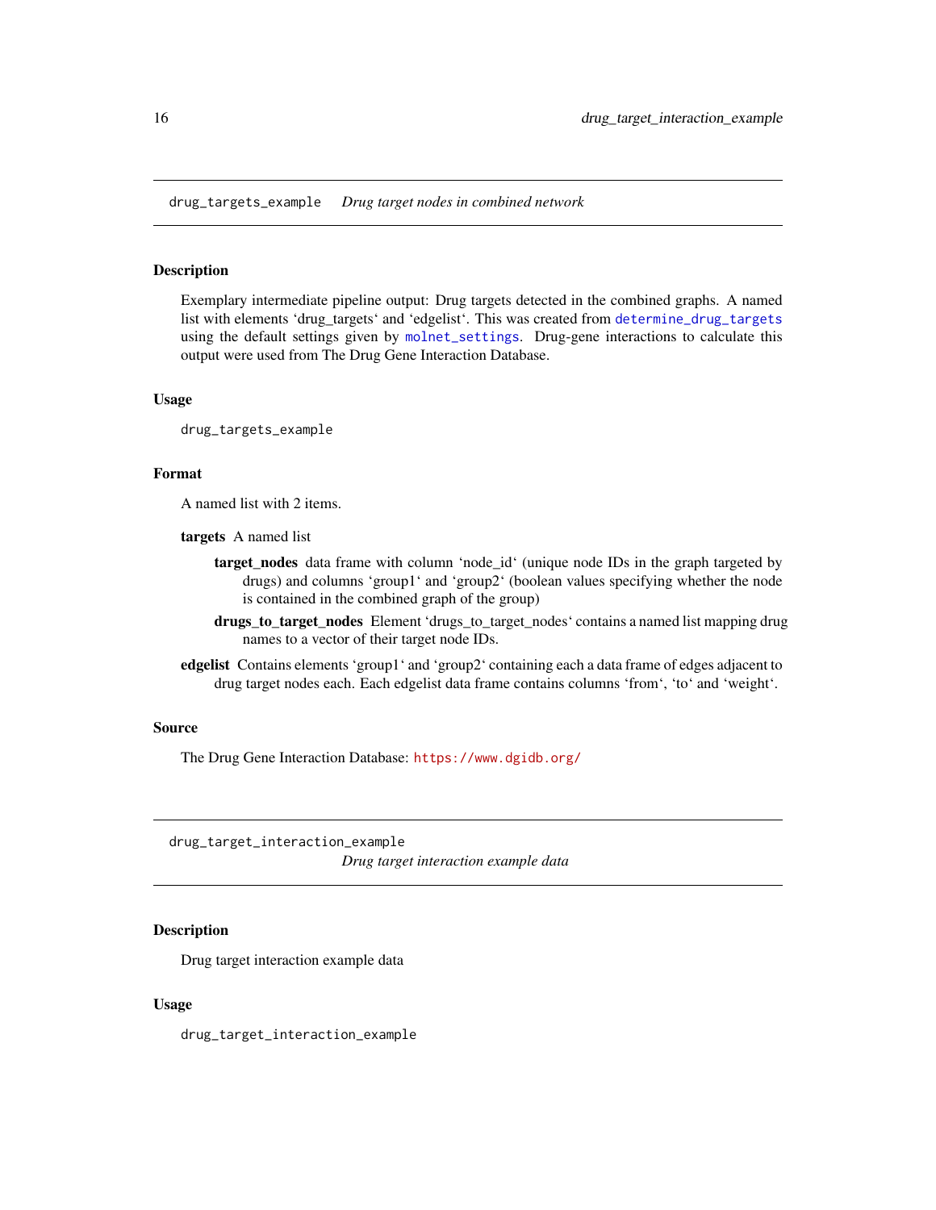## drug_targets_example *Drug target nodes in combined network*

### Description

Exemplary intermediate pipeline output: Drug targets detected in the combined graphs. A named list with elements 'drug_targets' and 'edgelist'. This was created from `determine_drug_targets` using the default settings given by `molnet_settings`. Drug-gene interactions to calculate this output were used from The Drug Gene Interaction Database.

### Usage

```
drug_targets_example
```

### Format

A named list with 2 items.

**targets** A named list

- **target_nodes** data frame with column 'node_id' (unique node IDs in the graph targeted by drugs) and columns 'group1' and 'group2' (boolean values specifying whether the node is contained in the combined graph of the group)
- **drugs_to_target_nodes** Element 'drugs_to_target_nodes' contains a named list mapping drug names to a vector of their target node IDs.

**edgelist** Contains elements 'group1' and 'group2' containing each a data frame of edges adjacent to drug target nodes each. Each edgelist data frame contains columns 'from', 'to' and 'weight'.

### Source

The Drug Gene Interaction Database: https://www.dgidb.org/

## drug_target_interaction_example *Drug target interaction example data*

### Description

Drug target interaction example data

### Usage

```
drug_target_interaction_example
```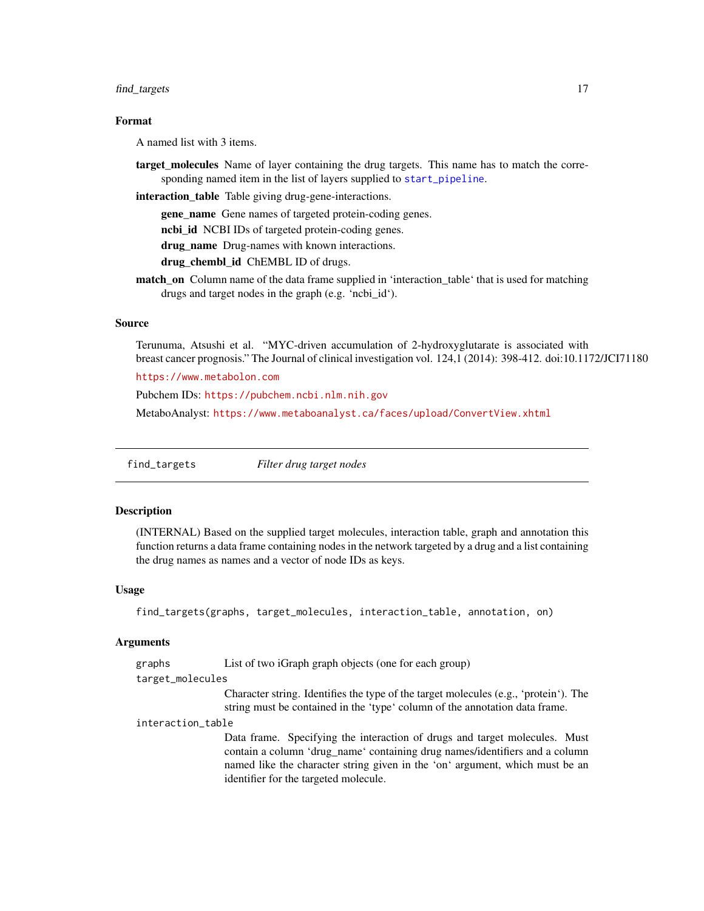### Format

A named list with 3 items.

**target_molecules** Name of layer containing the drug targets. This name has to match the corresponding named item in the list of layers supplied to start_pipeline.

**interaction_table** Table giving drug-gene-interactions.

- **gene_name** Gene names of targeted protein-coding genes.
- **ncbi_id** NCBI IDs of targeted protein-coding genes.
- **drug_name** Drug-names with known interactions.
- **drug_chembl_id** ChEMBL ID of drugs.

**match_on** Column name of the data frame supplied in 'interaction_table' that is used for matching drugs and target nodes in the graph (e.g. 'ncbi_id').

### Source

Terunuma, Atsushi et al. "MYC-driven accumulation of 2-hydroxyglutarate is associated with breast cancer prognosis." The Journal of clinical investigation vol. 124,1 (2014): 398-412. doi:10.1172/JCI71180

https://www.metabolon.com

Pubchem IDs: https://pubchem.ncbi.nlm.nih.gov

MetaboAnalyst: https://www.metaboanalyst.ca/faces/upload/ConvertView.xhtml

---

## find_targets *Filter drug target nodes*

### Description

(INTERNAL) Based on the supplied target molecules, interaction table, graph and annotation this function returns a data frame containing nodes in the network targeted by a drug and a list containing the drug names as names and a vector of node IDs as keys.

### Usage

```
find_targets(graphs, target_molecules, interaction_table, annotation, on)
```

### Arguments

`graphs` List of two iGraph graph objects (one for each group)

`target_molecules` Character string. Identifies the type of the target molecules (e.g., 'protein'). The string must be contained in the 'type' column of the annotation data frame.

`interaction_table` Data frame. Specifying the interaction of drugs and target molecules. Must contain a column 'drug_name' containing drug names/identifiers and a column named like the character string given in the 'on' argument, which must be an identifier for the targeted molecule.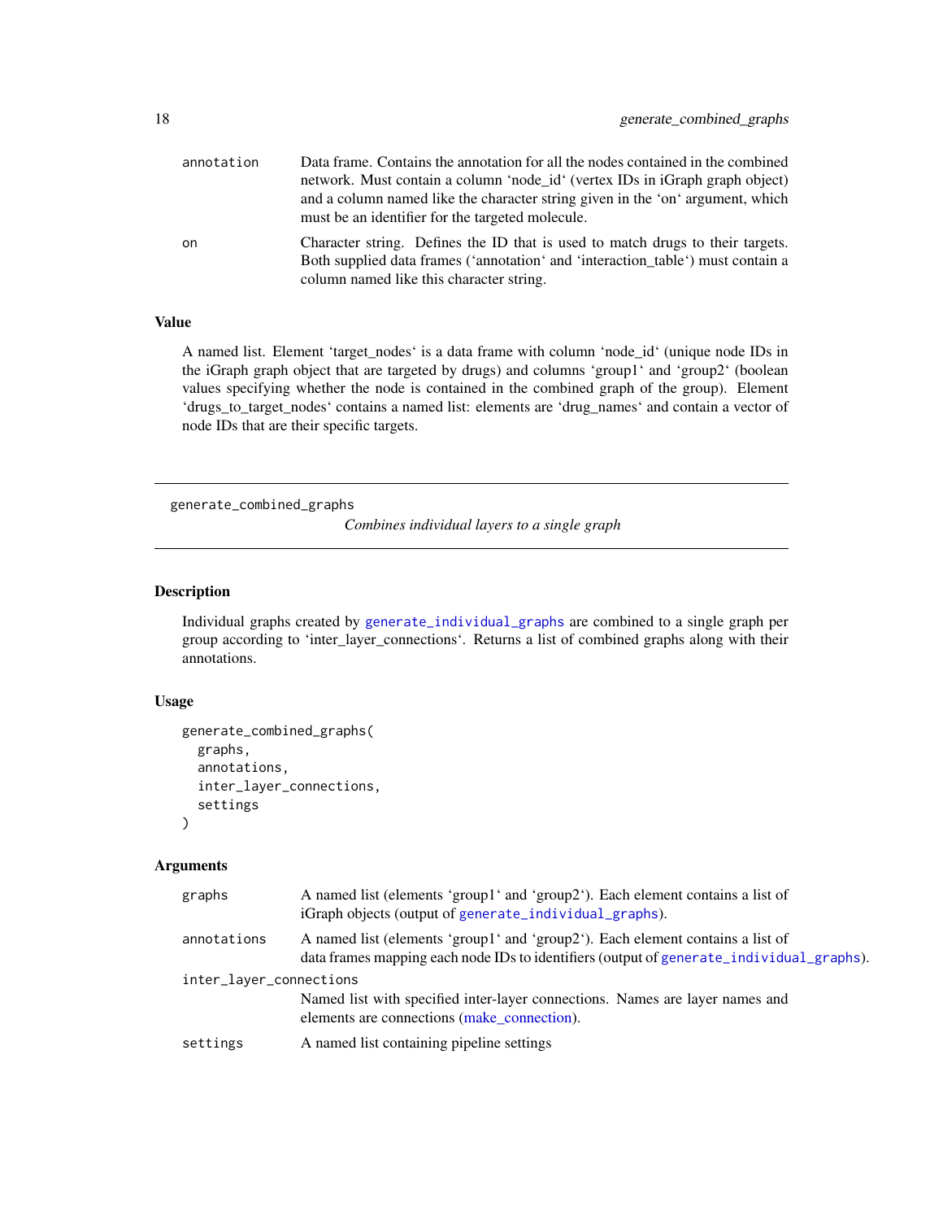annotation
: Data frame. Contains the annotation for all the nodes contained in the combined network. Must contain a column 'node_id' (vertex IDs in iGraph graph object) and a column named like the character string given in the 'on' argument, which must be an identifier for the targeted molecule.

on
: Character string. Defines the ID that is used to match drugs to their targets. Both supplied data frames ('annotation' and 'interaction_table') must contain a column named like this character string.

### Value

A named list. Element 'target_nodes' is a data frame with column 'node_id' (unique node IDs in the iGraph graph object that are targeted by drugs) and columns 'group1' and 'group2' (boolean values specifying whether the node is contained in the combined graph of the group). Element 'drugs_to_target_nodes' contains a named list: elements are 'drug_names' and contain a vector of node IDs that are their specific targets.

---

## generate_combined_graphs

*Combines individual layers to a single graph*

### Description

Individual graphs created by generate_individual_graphs are combined to a single graph per group according to 'inter_layer_connections'. Returns a list of combined graphs along with their annotations.

### Usage

```
generate_combined_graphs(
  graphs,
  annotations,
  inter_layer_connections,
  settings
)
```

### Arguments

graphs
: A named list (elements 'group1' and 'group2'). Each element contains a list of iGraph objects (output of generate_individual_graphs).

annotations
: A named list (elements 'group1' and 'group2'). Each element contains a list of data frames mapping each node IDs to identifiers (output of generate_individual_graphs).

inter_layer_connections
: Named list with specified inter-layer connections. Names are layer names and elements are connections (make_connection).

settings
: A named list containing pipeline settings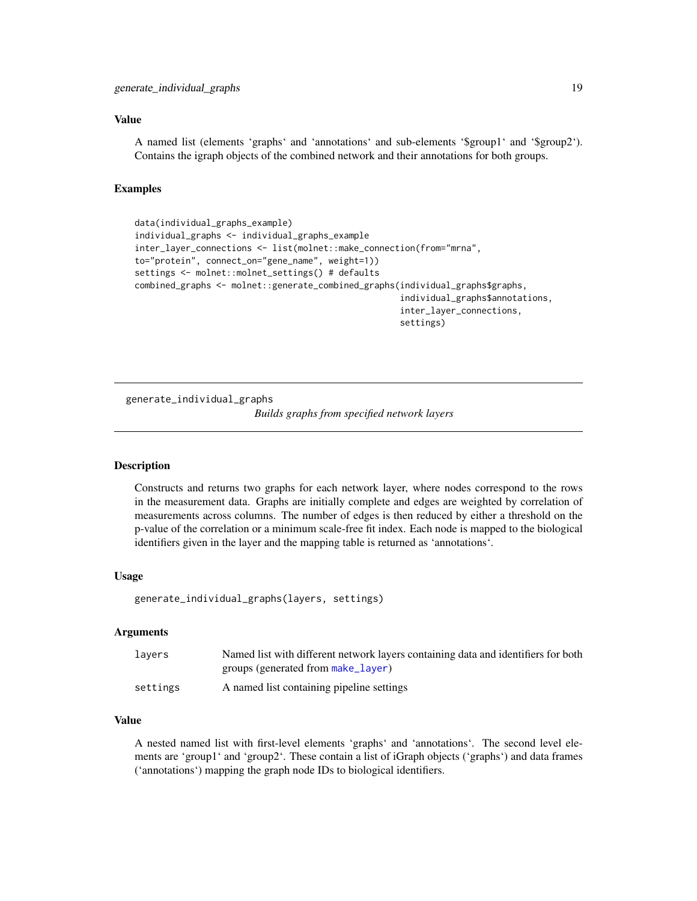### Value

A named list (elements 'graphs' and 'annotations' and sub-elements '$group1' and '$group2'). Contains the igraph objects of the combined network and their annotations for both groups.

### Examples

```
data(individual_graphs_example)
individual_graphs <- individual_graphs_example
inter_layer_connections <- list(molnet::make_connection(from="mrna",
to="protein", connect_on="gene_name", weight=1))
settings <- molnet::molnet_settings() # defaults
combined_graphs <- molnet::generate_combined_graphs(individual_graphs$graphs,
                                                    individual_graphs$annotations,
                                                    inter_layer_connections,
                                                    settings)
```

---

## generate_individual_graphs

*Builds graphs from specified network layers*

### Description

Constructs and returns two graphs for each network layer, where nodes correspond to the rows in the measurement data. Graphs are initially complete and edges are weighted by correlation of measurements across columns. The number of edges is then reduced by either a threshold on the p-value of the correlation or a minimum scale-free fit index. Each node is mapped to the biological identifiers given in the layer and the mapping table is returned as 'annotations'.

### Usage

```
generate_individual_graphs(layers, settings)
```

### Arguments

| | |
|---|---|
| layers | Named list with different network layers containing data and identifiers for both groups (generated from make_layer) |
| settings | A named list containing pipeline settings |

### Value

A nested named list with first-level elements 'graphs' and 'annotations'. The second level elements are 'group1' and 'group2'. These contain a list of iGraph objects ('graphs') and data frames ('annotations') mapping the graph node IDs to biological identifiers.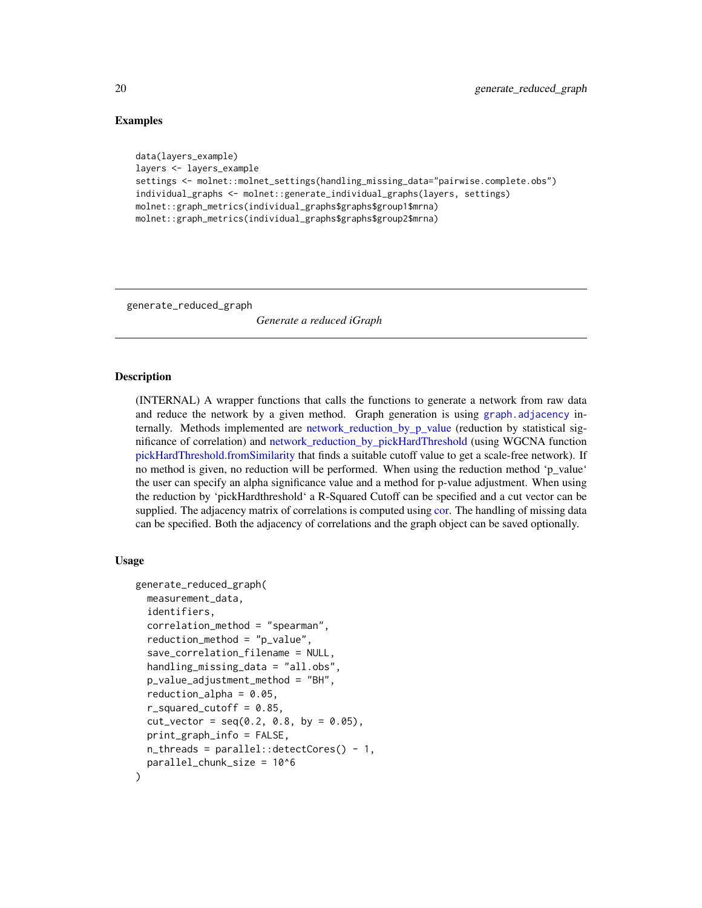### Examples

```
data(layers_example)
layers <- layers_example
settings <- molnet::molnet_settings(handling_missing_data="pairwise.complete.obs")
individual_graphs <- molnet::generate_individual_graphs(layers, settings)
molnet::graph_metrics(individual_graphs$graphs$group1$mrna)
molnet::graph_metrics(individual_graphs$graphs$group2$mrna)
```

---

## generate_reduced_graph *Generate a reduced iGraph*

---

### Description

(INTERNAL) A wrapper functions that calls the functions to generate a network from raw data and reduce the network by a given method. Graph generation is using `graph.adjacency` internally. Methods implemented are network_reduction_by_p_value (reduction by statistical significance of correlation) and network_reduction_by_pickHardThreshold (using WGCNA function pickHardThreshold.fromSimilarity that finds a suitable cutoff value to get a scale-free network). If no method is given, no reduction will be performed. When using the reduction method 'p_value' the user can specify an alpha significance value and a method for p-value adjustment. When using the reduction by 'pickHardthreshold' a R-Squared Cutoff can be specified and a cut vector can be supplied. The adjacency matrix of correlations is computed using cor. The handling of missing data can be specified. Both the adjacency of correlations and the graph object can be saved optionally.

### Usage

```
generate_reduced_graph(
  measurement_data,
  identifiers,
  correlation_method = "spearman",
  reduction_method = "p_value",
  save_correlation_filename = NULL,
  handling_missing_data = "all.obs",
  p_value_adjustment_method = "BH",
  reduction_alpha = 0.05,
  r_squared_cutoff = 0.85,
  cut_vector = seq(0.2, 0.8, by = 0.05),
  print_graph_info = FALSE,
  n_threads = parallel::detectCores() - 1,
  parallel_chunk_size = 10^6
)
```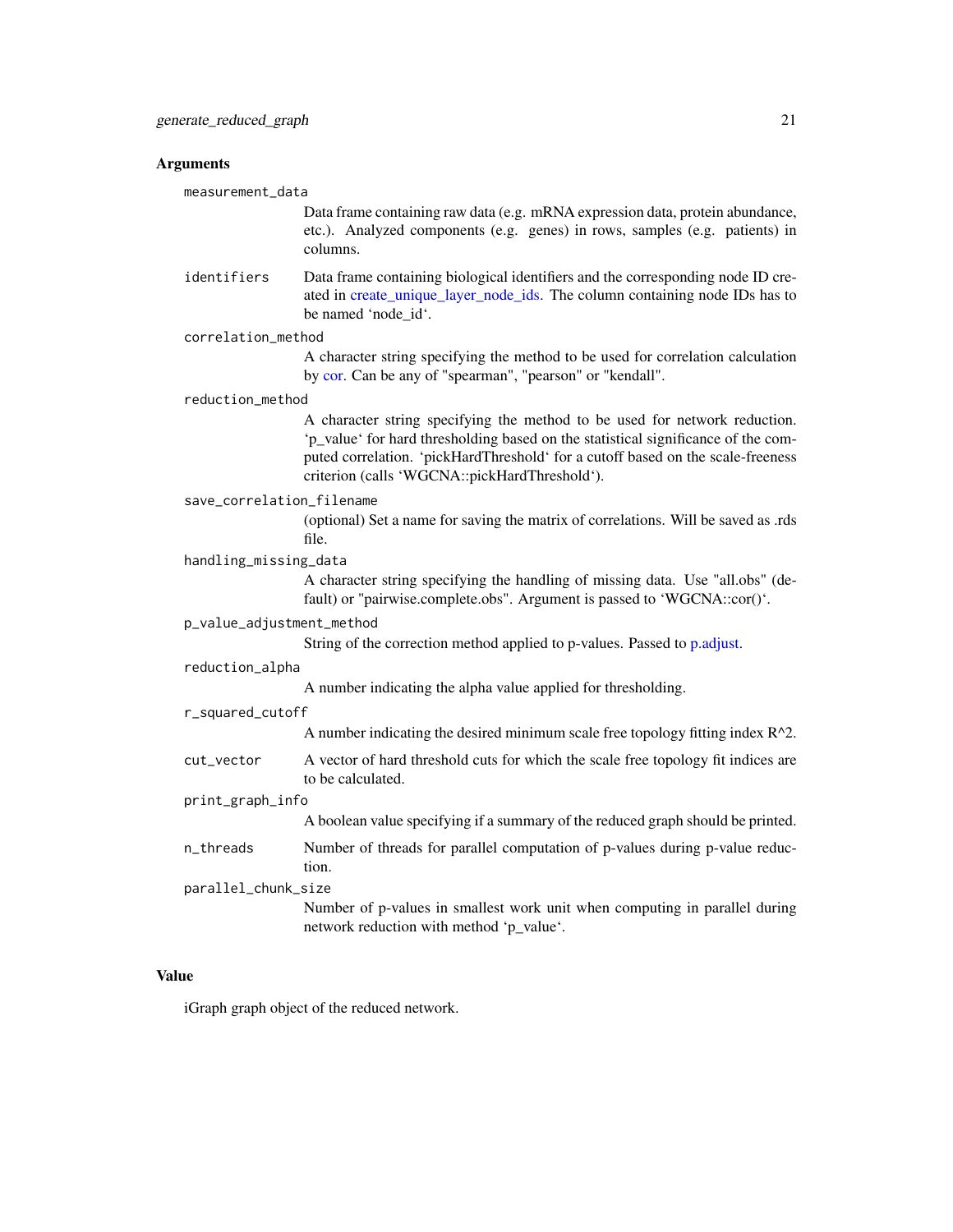## Arguments

**measurement_data**
: Data frame containing raw data (e.g. mRNA expression data, protein abundance, etc.). Analyzed components (e.g. genes) in rows, samples (e.g. patients) in columns.

**identifiers**
: Data frame containing biological identifiers and the corresponding node ID created in create_unique_layer_node_ids. The column containing node IDs has to be named 'node_id'.

**correlation_method**
: A character string specifying the method to be used for correlation calculation by cor. Can be any of "spearman", "pearson" or "kendall".

**reduction_method**
: A character string specifying the method to be used for network reduction. 'p_value' for hard thresholding based on the statistical significance of the computed correlation. 'pickHardThreshold' for a cutoff based on the scale-freeness criterion (calls 'WGCNA::pickHardThreshold').

**save_correlation_filename**
: (optional) Set a name for saving the matrix of correlations. Will be saved as .rds file.

**handling_missing_data**
: A character string specifying the handling of missing data. Use "all.obs" (default) or "pairwise.complete.obs". Argument is passed to 'WGCNA::cor()'.

**p_value_adjustment_method**
: String of the correction method applied to p-values. Passed to p.adjust.

**reduction_alpha**
: A number indicating the alpha value applied for thresholding.

**r_squared_cutoff**
: A number indicating the desired minimum scale free topology fitting index $R^2$.

**cut_vector**
: A vector of hard threshold cuts for which the scale free topology fit indices are to be calculated.

**print_graph_info**
: A boolean value specifying if a summary of the reduced graph should be printed.

**n_threads**
: Number of threads for parallel computation of p-values during p-value reduction.

**parallel_chunk_size**
: Number of p-values in smallest work unit when computing in parallel during network reduction with method 'p_value'.

## Value

iGraph graph object of the reduced network.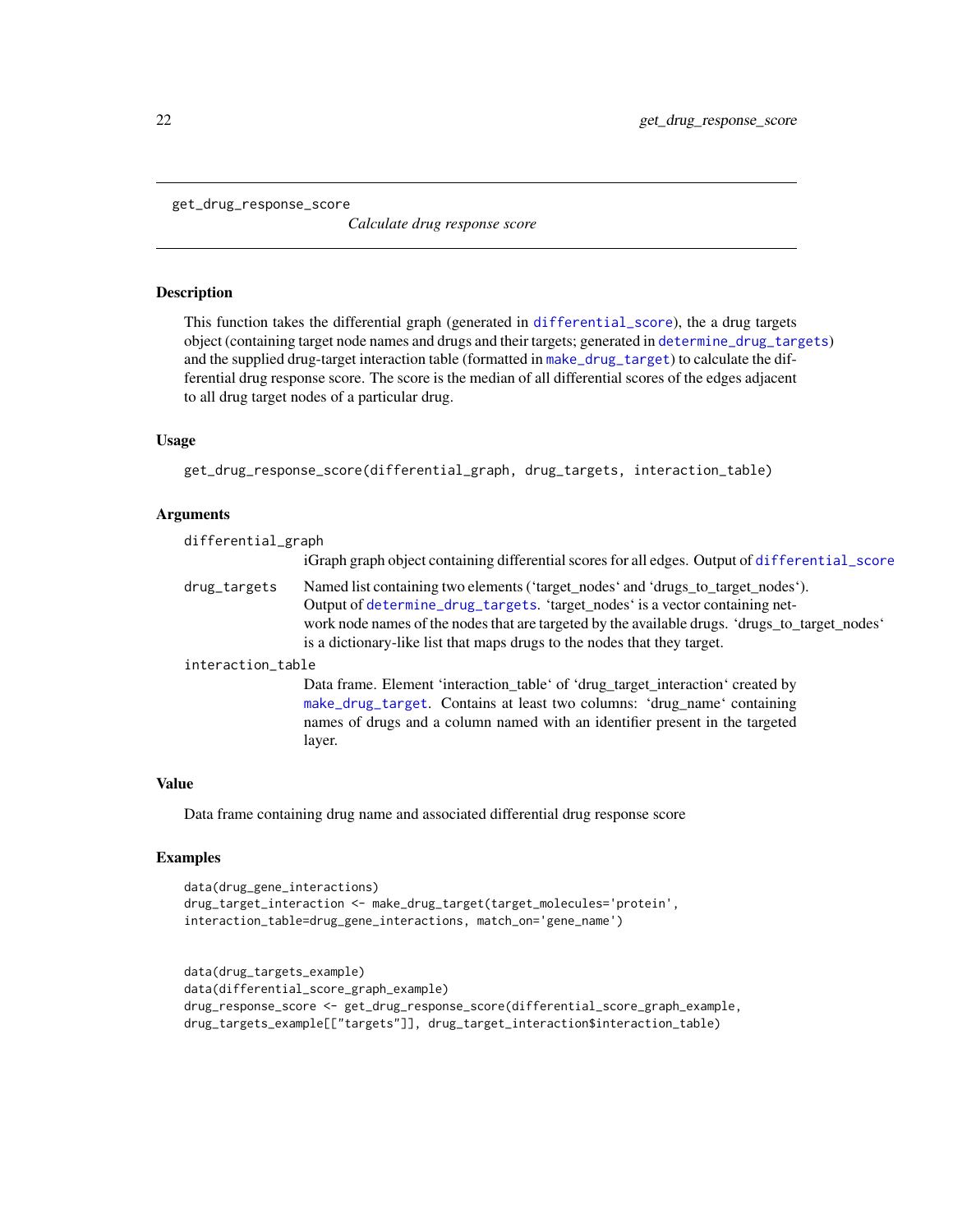# get_drug_response_score

*Calculate drug response score*

## Description

This function takes the differential graph (generated in `differential_score`), the a drug targets object (containing target node names and drugs and their targets; generated in `determine_drug_targets`) and the supplied drug-target interaction table (formatted in `make_drug_target`) to calculate the differential drug response score. The score is the median of all differential scores of the edges adjacent to all drug target nodes of a particular drug.

## Usage

```
get_drug_response_score(differential_graph, drug_targets, interaction_table)
```

## Arguments

`differential_graph`
: iGraph graph object containing differential scores for all edges. Output of `differential_score`

`drug_targets`
: Named list containing two elements ('target_nodes' and 'drugs_to_target_nodes'). Output of `determine_drug_targets`. 'target_nodes' is a vector containing network node names of the nodes that are targeted by the available drugs. 'drugs_to_target_nodes' is a dictionary-like list that maps drugs to the nodes that they target.

`interaction_table`
: Data frame. Element 'interaction_table' of 'drug_target_interaction' created by `make_drug_target`. Contains at least two columns: 'drug_name' containing names of drugs and a column named with an identifier present in the targeted layer.

## Value

Data frame containing drug name and associated differential drug response score

## Examples

```
data(drug_gene_interactions)
drug_target_interaction <- make_drug_target(target_molecules='protein',
interaction_table=drug_gene_interactions, match_on='gene_name')


data(drug_targets_example)
data(differential_score_graph_example)
drug_response_score <- get_drug_response_score(differential_score_graph_example,
drug_targets_example[["targets"]], drug_target_interaction$interaction_table)
```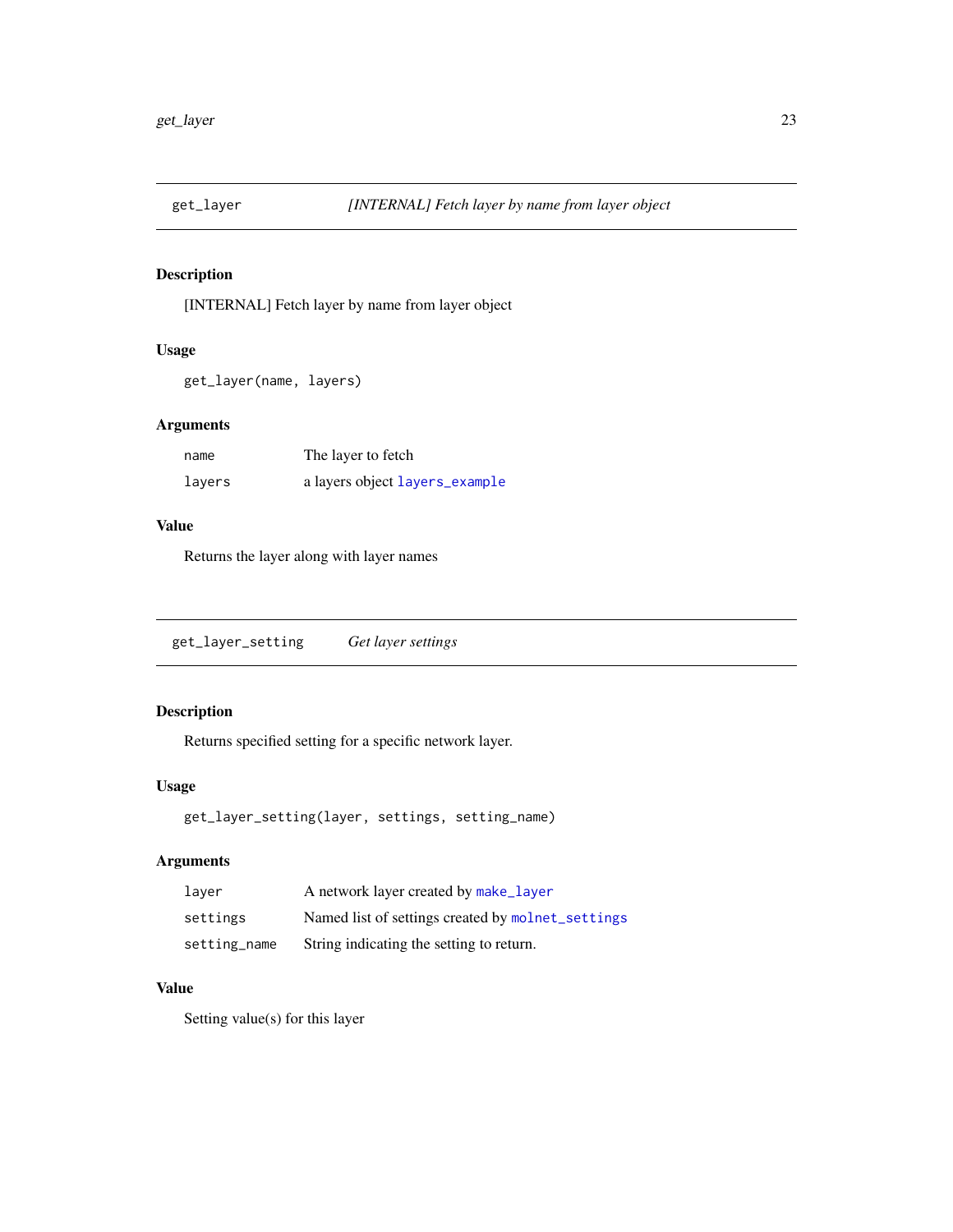## get_layer — *[INTERNAL] Fetch layer by name from layer object*

### Description

[INTERNAL] Fetch layer by name from layer object

### Usage

```
get_layer(name, layers)
```

### Arguments

| | |
|---|---|
| name | The layer to fetch |
| layers | a layers object layers_example |

### Value

Returns the layer along with layer names

## get_layer_setting — *Get layer settings*

### Description

Returns specified setting for a specific network layer.

### Usage

```
get_layer_setting(layer, settings, setting_name)
```

### Arguments

| | |
|---|---|
| layer | A network layer created by make_layer |
| settings | Named list of settings created by molnet_settings |
| setting_name | String indicating the setting to return. |

### Value

Setting value(s) for this layer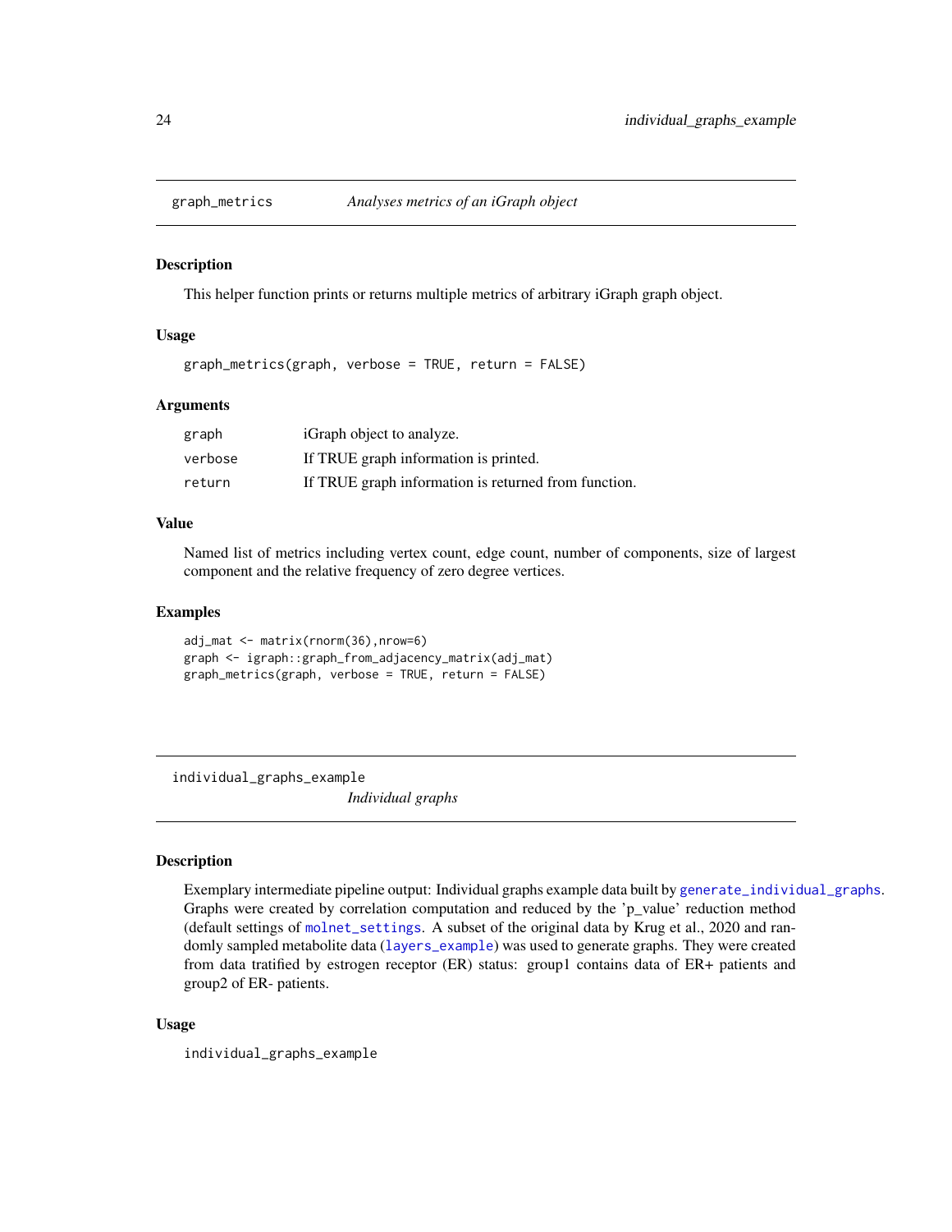## graph_metrics — *Analyses metrics of an iGraph object*

### Description

This helper function prints or returns multiple metrics of arbitrary iGraph graph object.

### Usage

```
graph_metrics(graph, verbose = TRUE, return = FALSE)
```

### Arguments

| | |
|---|---|
| graph | iGraph object to analyze. |
| verbose | If TRUE graph information is printed. |
| return | If TRUE graph information is returned from function. |

### Value

Named list of metrics including vertex count, edge count, number of components, size of largest component and the relative frequency of zero degree vertices.

### Examples

```
adj_mat <- matrix(rnorm(36),nrow=6)
graph <- igraph::graph_from_adjacency_matrix(adj_mat)
graph_metrics(graph, verbose = TRUE, return = FALSE)
```

## individual_graphs_example — *Individual graphs*

### Description

Exemplary intermediate pipeline output: Individual graphs example data built by generate_individual_graphs. Graphs were created by correlation computation and reduced by the 'p_value' reduction method (default settings of molnet_settings. A subset of the original data by Krug et al., 2020 and randomly sampled metabolite data (layers_example) was used to generate graphs. They were created from data tratified by estrogen receptor (ER) status: group1 contains data of ER+ patients and group2 of ER- patients.

### Usage

```
individual_graphs_example
```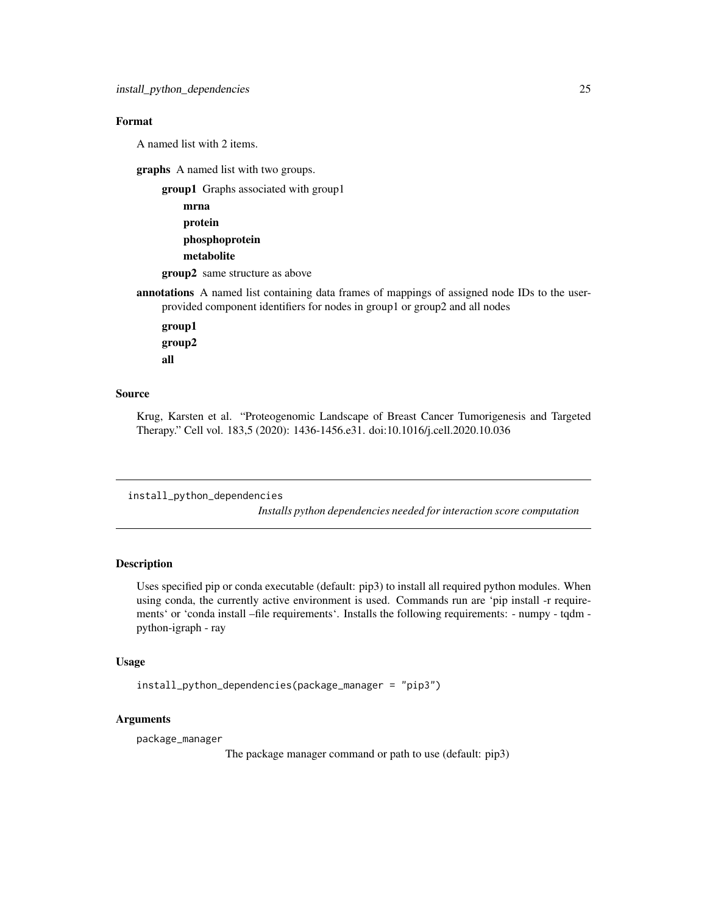## Format

A named list with 2 items.

**graphs** A named list with two groups.

- **group1** Graphs associated with group1
  - **mrna**
  - **protein**
  - **phosphoprotein**
  - **metabolite**
- **group2** same structure as above

**annotations** A named list containing data frames of mappings of assigned node IDs to the user-provided component identifiers for nodes in group1 or group2 and all nodes

- **group1**
- **group2**
- **all**

## Source

Krug, Karsten et al. "Proteogenomic Landscape of Breast Cancer Tumorigenesis and Targeted Therapy." Cell vol. 183,5 (2020): 1436-1456.e31. doi:10.1016/j.cell.2020.10.036

---

# install_python_dependencies

*Installs python dependencies needed for interaction score computation*

## Description

Uses specified pip or conda executable (default: pip3) to install all required python modules. When using conda, the currently active environment is used. Commands run are 'pip install -r requirements' or 'conda install –file requirements'. Installs the following requirements: - numpy - tqdm - python-igraph - ray

## Usage

```
install_python_dependencies(package_manager = "pip3")
```

## Arguments

`package_manager`
: The package manager command or path to use (default: pip3)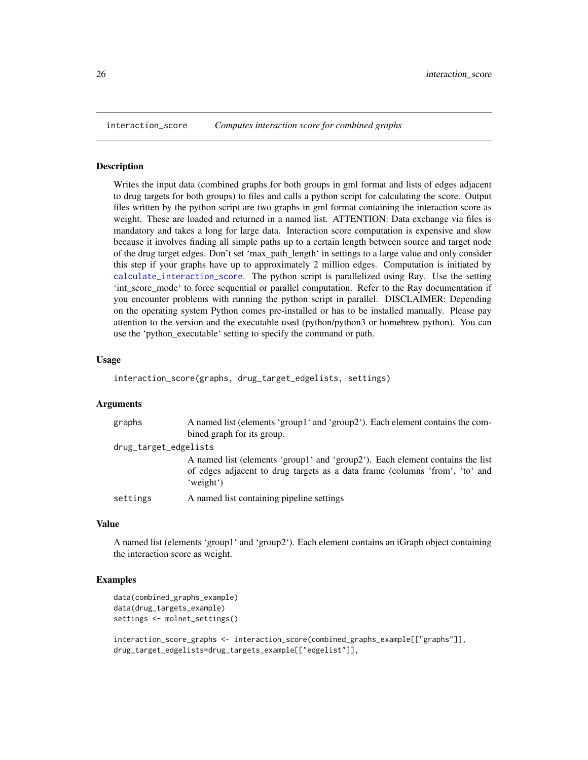## interaction_score *Computes interaction score for combined graphs*

### Description

Writes the input data (combined graphs for both groups in gml format and lists of edges adjacent to drug targets for both groups) to files and calls a python script for calculating the score. Output files written by the python script are two graphs in gml format containing the interaction score as weight. These are loaded and returned in a named list. ATTENTION: Data exchange via files is mandatory and takes a long for large data. Interaction score computation is expensive and slow because it involves finding all simple paths up to a certain length between source and target node of the drug target edges. Don't set 'max_path_length' in settings to a large value and only consider this step if your graphs have up to approximately 2 million edges. Computation is initiated by calculate_interaction_score. The python script is parallelized using Ray. Use the setting 'int_score_mode' to force sequential or parallel computation. Refer to the Ray documentation if you encounter problems with running the python script in parallel. DISCLAIMER: Depending on the operating system Python comes pre-installed or has to be installed manually. Please pay attention to the version and the executable used (python/python3 or homebrew python). You can use the 'python_executable' setting to specify the command or path.

### Usage

```
interaction_score(graphs, drug_target_edgelists, settings)
```

### Arguments

| | |
|---|---|
| graphs | A named list (elements 'group1' and 'group2'). Each element contains the combined graph for its group. |
| drug_target_edgelists | A named list (elements 'group1' and 'group2'). Each element contains the list of edges adjacent to drug targets as a data frame (columns 'from', 'to' and 'weight') |
| settings | A named list containing pipeline settings |

### Value

A named list (elements 'group1' and 'group2'). Each element contains an iGraph object containing the interaction score as weight.

### Examples

```
data(combined_graphs_example)
data(drug_targets_example)
settings <- molnet_settings()

interaction_score_graphs <- interaction_score(combined_graphs_example[["graphs"]],
drug_target_edgelists=drug_targets_example[["edgelist"]],
```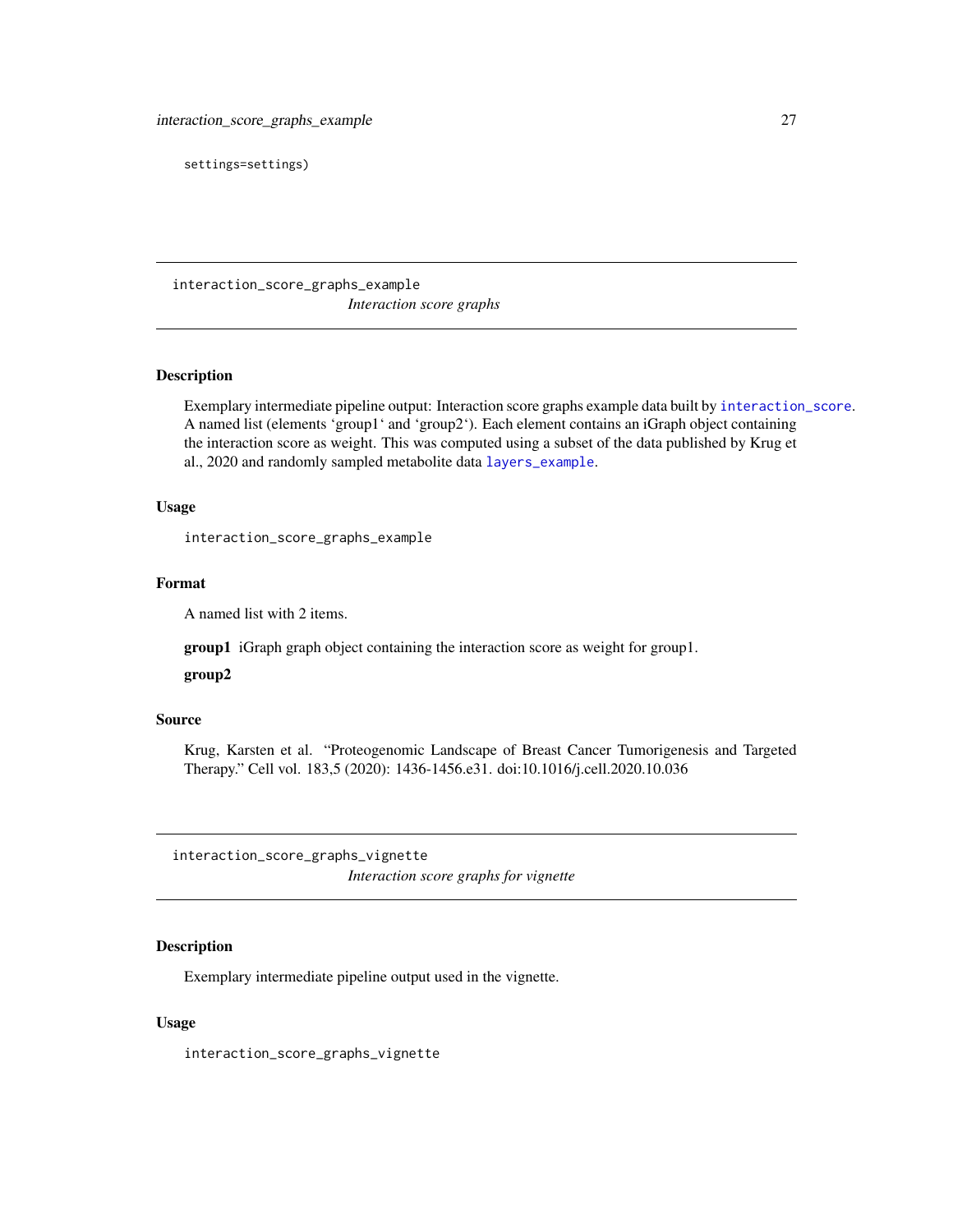```
settings=settings)
```

---

interaction_score_graphs_example

*Interaction score graphs*

---

## Description

Exemplary intermediate pipeline output: Interaction score graphs example data built by interaction_score. A named list (elements 'group1' and 'group2'). Each element contains an iGraph object containing the interaction score as weight. This was computed using a subset of the data published by Krug et al., 2020 and randomly sampled metabolite data layers_example.

## Usage

```
interaction_score_graphs_example
```

## Format

A named list with 2 items.

**group1** iGraph graph object containing the interaction score as weight for group1.

**group2**

## Source

Krug, Karsten et al. "Proteogenomic Landscape of Breast Cancer Tumorigenesis and Targeted Therapy." Cell vol. 183,5 (2020): 1436-1456.e31. doi:10.1016/j.cell.2020.10.036

---

interaction_score_graphs_vignette

*Interaction score graphs for vignette*

---

## Description

Exemplary intermediate pipeline output used in the vignette.

## Usage

```
interaction_score_graphs_vignette
```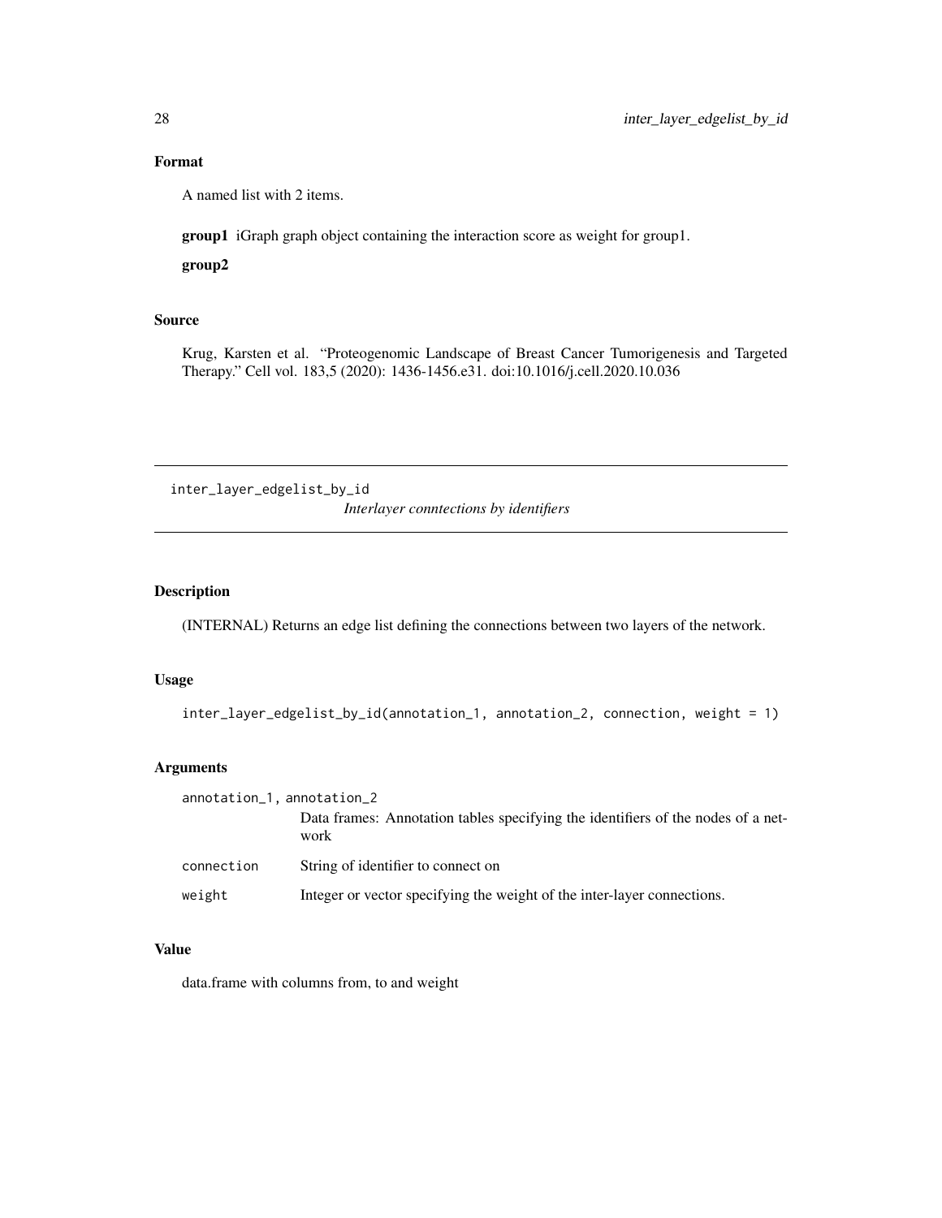## Format

A named list with 2 items.

**group1** iGraph graph object containing the interaction score as weight for group1.

**group2**

## Source

Krug, Karsten et al. "Proteogenomic Landscape of Breast Cancer Tumorigenesis and Targeted Therapy." Cell vol. 183,5 (2020): 1436-1456.e31. doi:10.1016/j.cell.2020.10.036

---

# inter_layer_edgelist_by_id

*Interlayer conntections by identifiers*

---

## Description

(INTERNAL) Returns an edge list defining the connections between two layers of the network.

## Usage

```
inter_layer_edgelist_by_id(annotation_1, annotation_2, connection, weight = 1)
```

## Arguments

| | |
|---|---|
| annotation_1, annotation_2 | Data frames: Annotation tables specifying the identifiers of the nodes of a network |
| connection | String of identifier to connect on |
| weight | Integer or vector specifying the weight of the inter-layer connections. |

## Value

data.frame with columns from, to and weight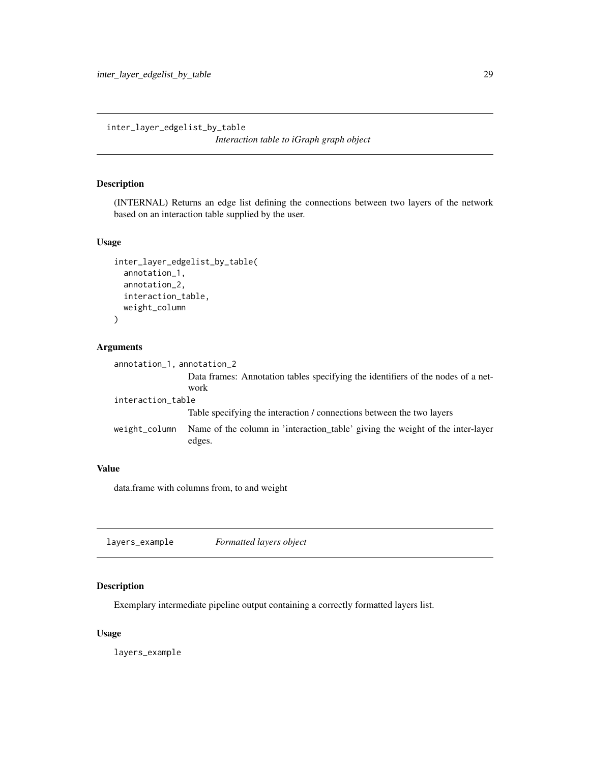## inter_layer_edgelist_by_table

*Interaction table to iGraph graph object*

### Description

(INTERNAL) Returns an edge list defining the connections between two layers of the network based on an interaction table supplied by the user.

### Usage

```
inter_layer_edgelist_by_table(
  annotation_1,
  annotation_2,
  interaction_table,
  weight_column
)
```

### Arguments

`annotation_1, annotation_2`
: Data frames: Annotation tables specifying the identifiers of the nodes of a network

`interaction_table`
: Table specifying the interaction / connections between the two layers

`weight_column`
: Name of the column in 'interaction_table' giving the weight of the inter-layer edges.

### Value

data.frame with columns from, to and weight

## layers_example

*Formatted layers object*

### Description

Exemplary intermediate pipeline output containing a correctly formatted layers list.

### Usage

```
layers_example
```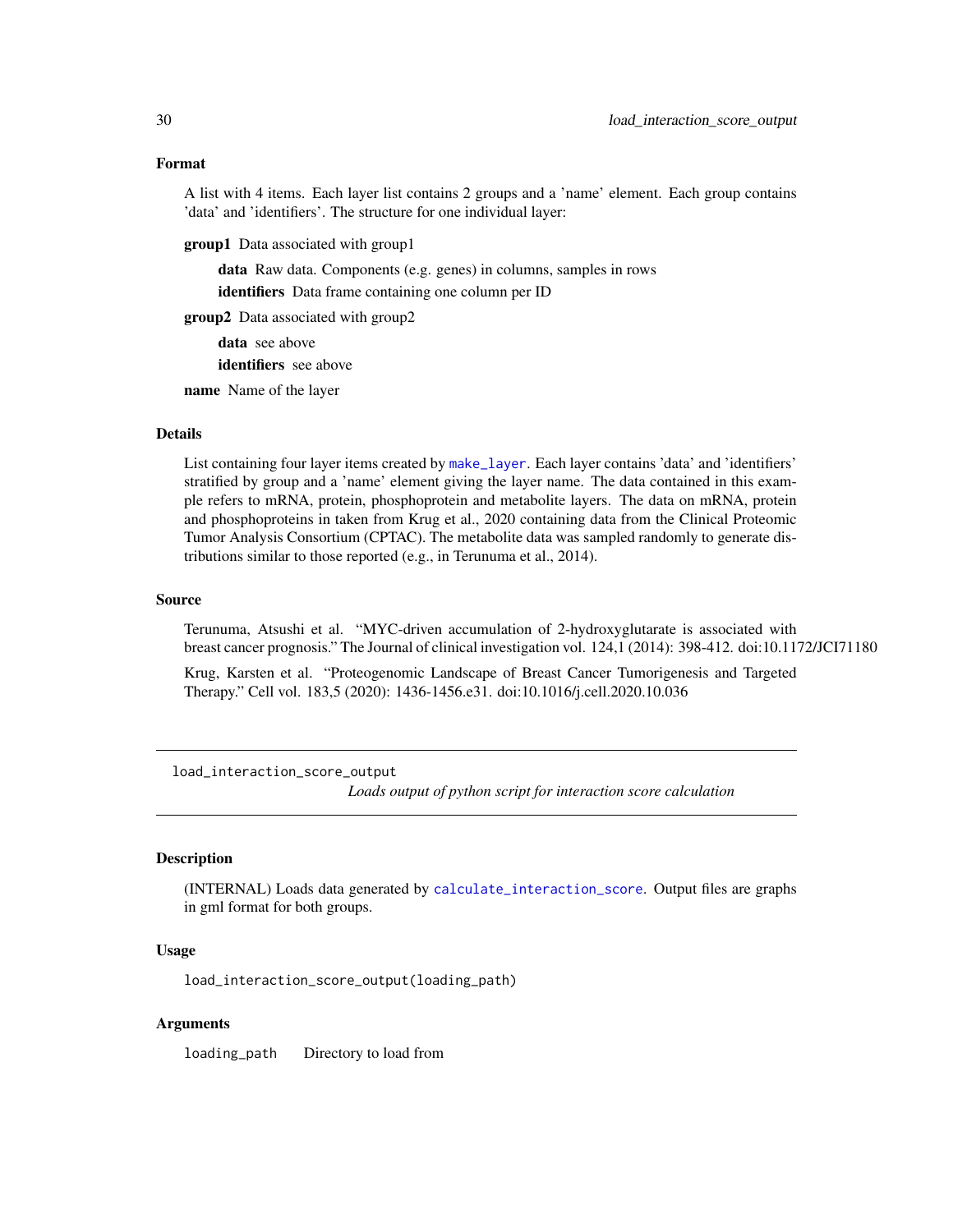### Format

A list with 4 items. Each layer list contains 2 groups and a 'name' element. Each group contains 'data' and 'identifiers'. The structure for one individual layer:

**group1** Data associated with group1

- **data** Raw data. Components (e.g. genes) in columns, samples in rows
- **identifiers** Data frame containing one column per ID

**group2** Data associated with group2

- **data** see above
- **identifiers** see above

**name** Name of the layer

### Details

List containing four layer items created by make_layer. Each layer contains 'data' and 'identifiers' stratified by group and a 'name' element giving the layer name. The data contained in this example refers to mRNA, protein, phosphoprotein and metabolite layers. The data on mRNA, protein and phosphoproteins in taken from Krug et al., 2020 containing data from the Clinical Proteomic Tumor Analysis Consortium (CPTAC). The metabolite data was sampled randomly to generate distributions similar to those reported (e.g., in Terunuma et al., 2014).

### Source

Terunuma, Atsushi et al. "MYC-driven accumulation of 2-hydroxyglutarate is associated with breast cancer prognosis." The Journal of clinical investigation vol. 124,1 (2014): 398-412. doi:10.1172/JCI71180

Krug, Karsten et al. "Proteogenomic Landscape of Breast Cancer Tumorigenesis and Targeted Therapy." Cell vol. 183,5 (2020): 1436-1456.e31. doi:10.1016/j.cell.2020.10.036

---

## load_interaction_score_output

*Loads output of python script for interaction score calculation*

### Description

(INTERNAL) Loads data generated by calculate_interaction_score. Output files are graphs in gml format for both groups.

### Usage

```
load_interaction_score_output(loading_path)
```

### Arguments

| | |
|---|---|
| `loading_path` | Directory to load from |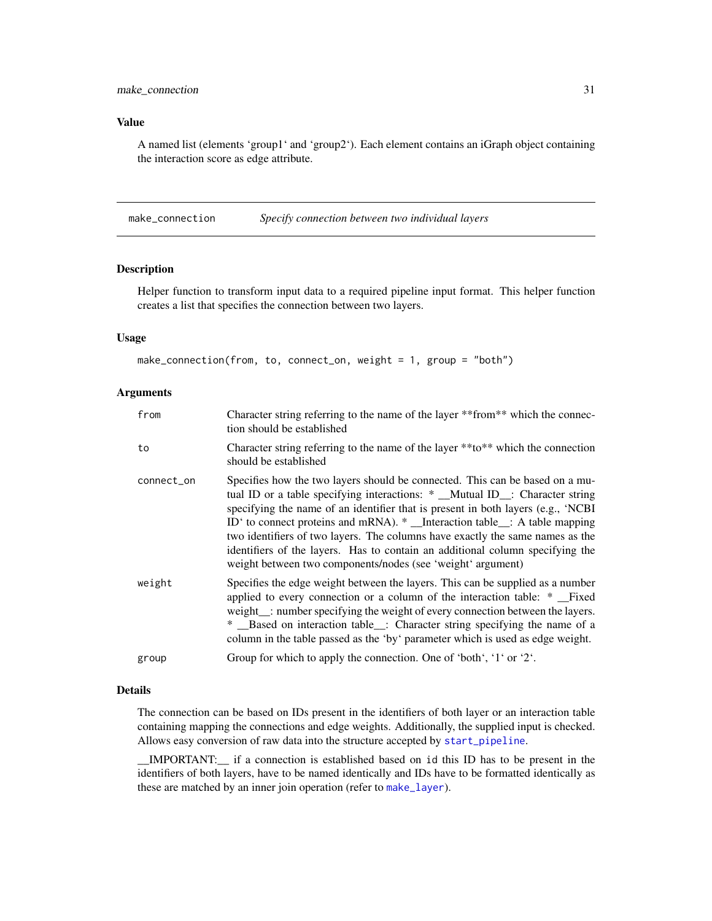### Value

A named list (elements ‘group1‘ and ‘group2‘). Each element contains an iGraph object containing the interaction score as edge attribute.

---

## make_connection — *Specify connection between two individual layers*

### Description

Helper function to transform input data to a required pipeline input format. This helper function creates a list that specifies the connection between two layers.

### Usage

```
make_connection(from, to, connect_on, weight = 1, group = "both")
```

### Arguments

| Argument | Description |
|---|---|
| `from` | Character string referring to the name of the layer **from** which the connection should be established |
| `to` | Character string referring to the name of the layer **to** which the connection should be established |
| `connect_on` | Specifies how the two layers should be connected. This can be based on a mutual ID or a table specifying interactions: * __Mutual ID__: Character string specifying the name of an identifier that is present in both layers (e.g., ‘NCBI ID‘ to connect proteins and mRNA). * __Interaction table__: A table mapping two identifiers of two layers. The columns have exactly the same names as the identifiers of the layers. Has to contain an additional column specifying the weight between two components/nodes (see ‘weight‘ argument) |
| `weight` | Specifies the edge weight between the layers. This can be supplied as a number applied to every connection or a column of the interaction table: * __Fixed weight__: number specifying the weight of every connection between the layers. * __Based on interaction table__: Character string specifying the name of a column in the table passed as the ‘by‘ parameter which is used as edge weight. |
| `group` | Group for which to apply the connection. One of ‘both‘, ‘1‘ or ‘2‘. |

### Details

The connection can be based on IDs present in the identifiers of both layer or an interaction table containing mapping the connections and edge weights. Additionally, the supplied input is checked. Allows easy conversion of raw data into the structure accepted by `start_pipeline`.

__IMPORTANT:__ if a connection is established based on `id` this ID has to be present in the identifiers of both layers, have to be named identically and IDs have to be formatted identically as these are matched by an inner join operation (refer to `make_layer`).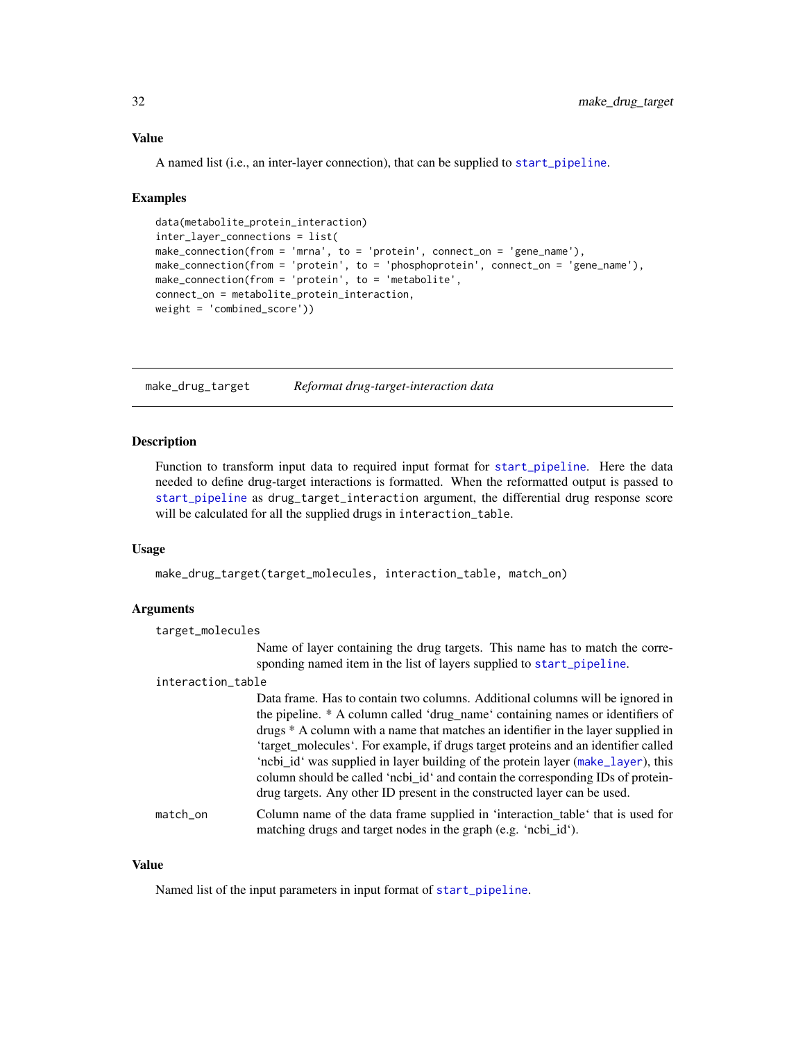### Value

A named list (i.e., an inter-layer connection), that can be supplied to start_pipeline.

### Examples

```
data(metabolite_protein_interaction)
inter_layer_connections = list(
make_connection(from = 'mrna', to = 'protein', connect_on = 'gene_name'),
make_connection(from = 'protein', to = 'phosphoprotein', connect_on = 'gene_name'),
make_connection(from = 'protein', to = 'metabolite',
connect_on = metabolite_protein_interaction,
weight = 'combined_score'))
```

---

## make_drug_target *Reformat drug-target-interaction data*

---

### Description

Function to transform input data to required input format for start_pipeline. Here the data needed to define drug-target interactions is formatted. When the reformatted output is passed to start_pipeline as drug_target_interaction argument, the differential drug response score will be calculated for all the supplied drugs in interaction_table.

### Usage

```
make_drug_target(target_molecules, interaction_table, match_on)
```

### Arguments

`target_molecules`
: Name of layer containing the drug targets. This name has to match the corresponding named item in the list of layers supplied to start_pipeline.

`interaction_table`
: Data frame. Has to contain two columns. Additional columns will be ignored in the pipeline. * A column called 'drug_name' containing names or identifiers of drugs * A column with a name that matches an identifier in the layer supplied in 'target_molecules'. For example, if drugs target proteins and an identifier called 'ncbi_id' was supplied in layer building of the protein layer (make_layer), this column should be called 'ncbi_id' and contain the corresponding IDs of protein-drug targets. Any other ID present in the constructed layer can be used.

`match_on`
: Column name of the data frame supplied in 'interaction_table' that is used for matching drugs and target nodes in the graph (e.g. 'ncbi_id').

### Value

Named list of the input parameters in input format of start_pipeline.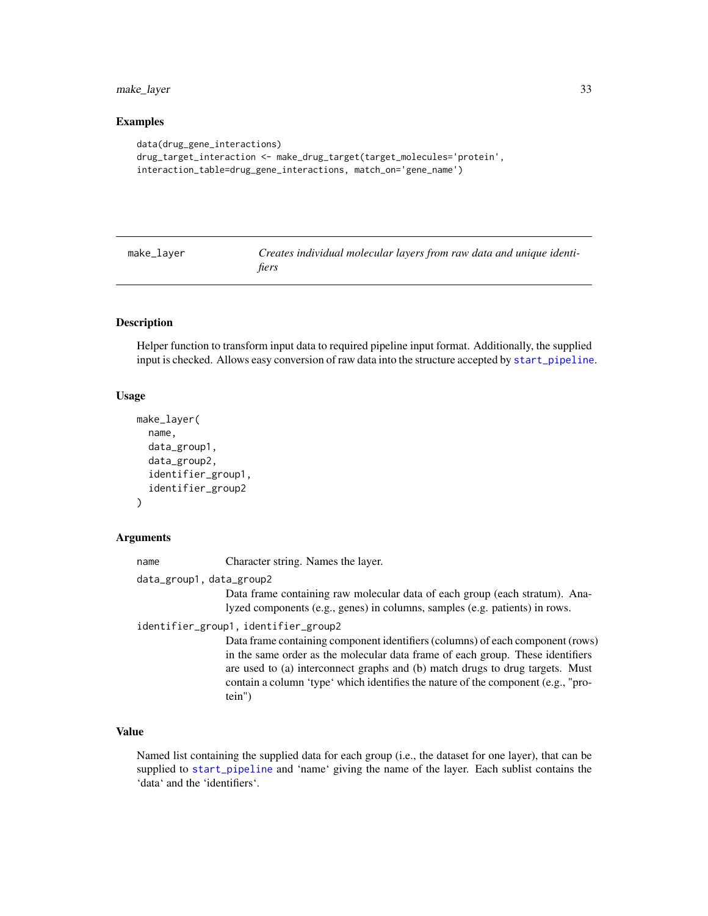### Examples

```
data(drug_gene_interactions)
drug_target_interaction <- make_drug_target(target_molecules='protein',
interaction_table=drug_gene_interactions, match_on='gene_name')
```

---

## make_layer — *Creates individual molecular layers from raw data and unique identifiers*

---

### Description

Helper function to transform input data to required pipeline input format. Additionally, the supplied input is checked. Allows easy conversion of raw data into the structure accepted by start_pipeline.

### Usage

```
make_layer(
  name,
  data_group1,
  data_group2,
  identifier_group1,
  identifier_group2
)
```

### Arguments

`name` — Character string. Names the layer.

`data_group1, data_group2` — Data frame containing raw molecular data of each group (each stratum). Analyzed components (e.g., genes) in columns, samples (e.g. patients) in rows.

`identifier_group1, identifier_group2` — Data frame containing component identifiers (columns) of each component (rows) in the same order as the molecular data frame of each group. These identifiers are used to (a) interconnect graphs and (b) match drugs to drug targets. Must contain a column 'type' which identifies the nature of the component (e.g., "protein")

### Value

Named list containing the supplied data for each group (i.e., the dataset for one layer), that can be supplied to start_pipeline and 'name' giving the name of the layer. Each sublist contains the 'data' and the 'identifiers'.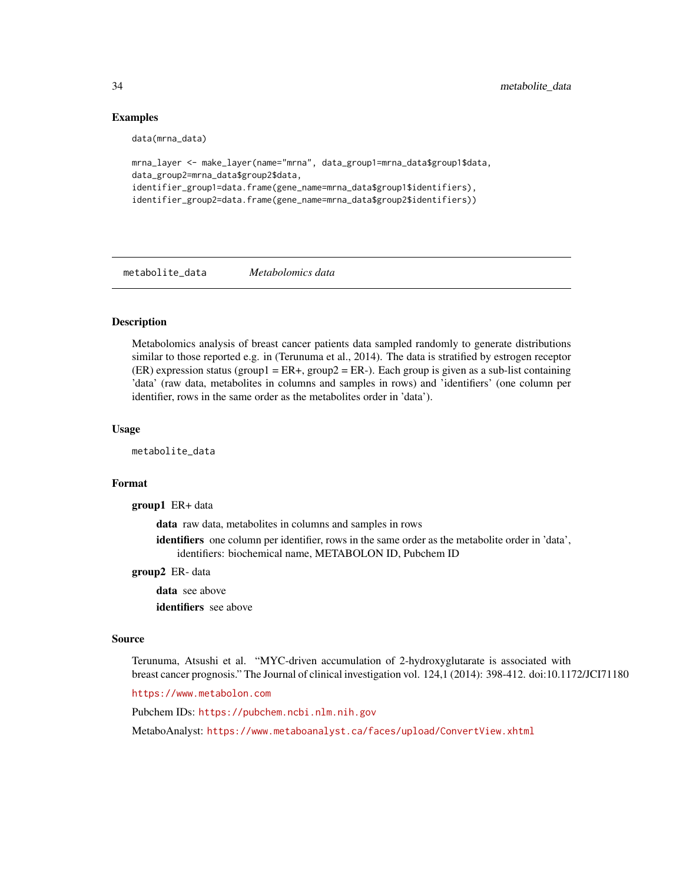## Examples

```
data(mrna_data)

mrna_layer <- make_layer(name="mrna", data_group1=mrna_data$group1$data,
data_group2=mrna_data$group2$data,
identifier_group1=data.frame(gene_name=mrna_data$group1$identifiers),
identifier_group2=data.frame(gene_name=mrna_data$group2$identifiers))
```

---

# metabolite_data *Metabolomics data*

---

## Description

Metabolomics analysis of breast cancer patients data sampled randomly to generate distributions similar to those reported e.g. in (Terunuma et al., 2014). The data is stratified by estrogen receptor (ER) expression status (group1 = ER+, group2 = ER-). Each group is given as a sub-list containing 'data' (raw data, metabolites in columns and samples in rows) and 'identifiers' (one column per identifier, rows in the same order as the metabolites order in 'data').

## Usage

```
metabolite_data
```

## Format

**group1** ER+ data

- **data** raw data, metabolites in columns and samples in rows
- **identifiers** one column per identifier, rows in the same order as the metabolite order in 'data', identifiers: biochemical name, METABOLON ID, Pubchem ID

**group2** ER- data

- **data** see above
- **identifiers** see above

## Source

Terunuma, Atsushi et al. "MYC-driven accumulation of 2-hydroxyglutarate is associated with breast cancer prognosis." The Journal of clinical investigation vol. 124,1 (2014): 398-412. doi:10.1172/JCI71180

https://www.metabolon.com

Pubchem IDs: https://pubchem.ncbi.nlm.nih.gov

MetaboAnalyst: https://www.metaboanalyst.ca/faces/upload/ConvertView.xhtml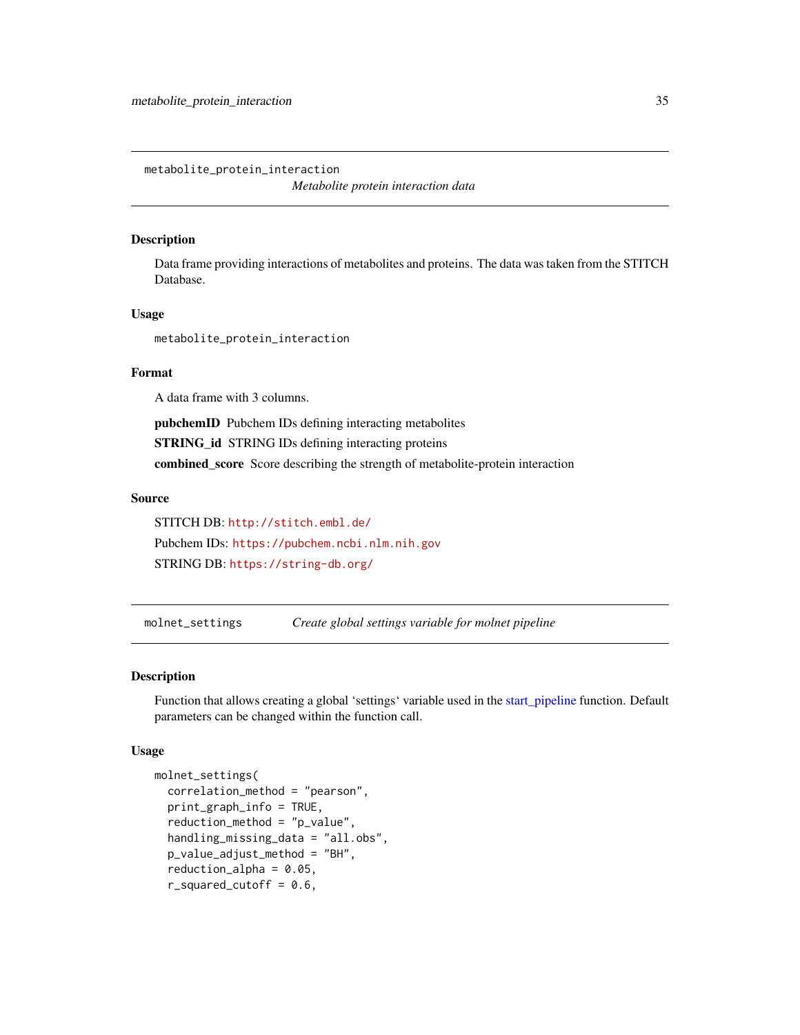## metabolite_protein_interaction

*Metabolite protein interaction data*

### Description

Data frame providing interactions of metabolites and proteins. The data was taken from the STITCH Database.

### Usage

```
metabolite_protein_interaction
```

### Format

A data frame with 3 columns.

**pubchemID** Pubchem IDs defining interacting metabolites

**STRING_id** STRING IDs defining interacting proteins

**combined_score** Score describing the strength of metabolite-protein interaction

### Source

STITCH DB: http://stitch.embl.de/

Pubchem IDs: https://pubchem.ncbi.nlm.nih.gov

STRING DB: https://string-db.org/

## molnet_settings

*Create global settings variable for molnet pipeline*

### Description

Function that allows creating a global 'settings' variable used in the start_pipeline function. Default parameters can be changed within the function call.

### Usage

```
molnet_settings(
  correlation_method = "pearson",
  print_graph_info = TRUE,
  reduction_method = "p_value",
  handling_missing_data = "all.obs",
  p_value_adjust_method = "BH",
  reduction_alpha = 0.05,
  r_squared_cutoff = 0.6,
```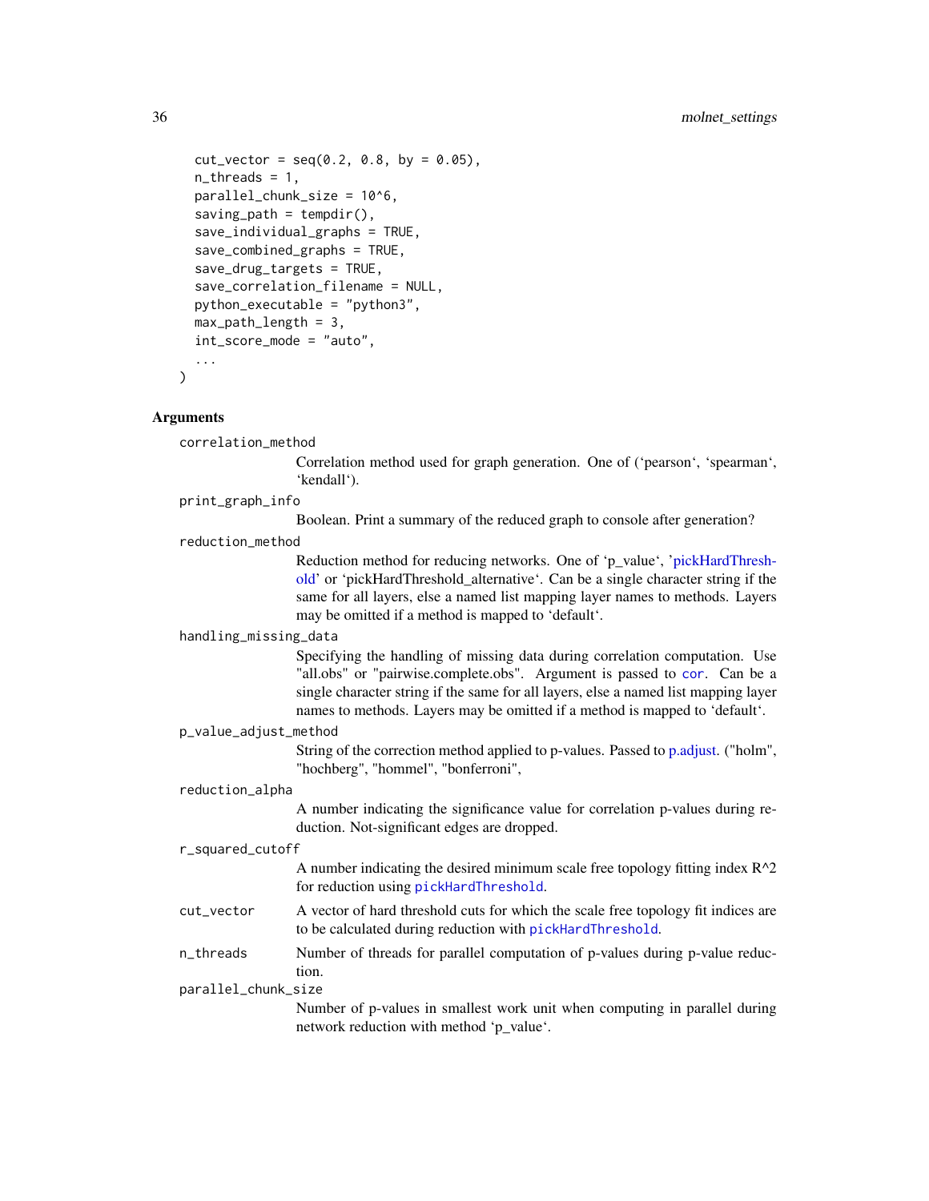```
  cut_vector = seq(0.2, 0.8, by = 0.05),
  n_threads = 1,
  parallel_chunk_size = 10^6,
  saving_path = tempdir(),
  save_individual_graphs = TRUE,
  save_combined_graphs = TRUE,
  save_drug_targets = TRUE,
  save_correlation_filename = NULL,
  python_executable = "python3",
  max_path_length = 3,
  int_score_mode = "auto",
  ...
)
```

## Arguments

`correlation_method`
: Correlation method used for graph generation. One of ('pearson', 'spearman', 'kendall').

`print_graph_info`
: Boolean. Print a summary of the reduced graph to console after generation?

`reduction_method`
: Reduction method for reducing networks. One of 'p_value', 'pickHardThreshold' or 'pickHardThreshold_alternative'. Can be a single character string if the same for all layers, else a named list mapping layer names to methods. Layers may be omitted if a method is mapped to 'default'.

`handling_missing_data`
: Specifying the handling of missing data during correlation computation. Use "all.obs" or "pairwise.complete.obs". Argument is passed to `cor`. Can be a single character string if the same for all layers, else a named list mapping layer names to methods. Layers may be omitted if a method is mapped to 'default'.

`p_value_adjust_method`
: String of the correction method applied to p-values. Passed to p.adjust. ("holm", "hochberg", "hommel", "bonferroni",

`reduction_alpha`
: A number indicating the significance value for correlation p-values during reduction. Not-significant edges are dropped.

`r_squared_cutoff`
: A number indicating the desired minimum scale free topology fitting index R^2 for reduction using `pickHardThreshold`.

`cut_vector`
: A vector of hard threshold cuts for which the scale free topology fit indices are to be calculated during reduction with `pickHardThreshold`.

`n_threads`
: Number of threads for parallel computation of p-values during p-value reduction.

`parallel_chunk_size`
: Number of p-values in smallest work unit when computing in parallel during network reduction with method 'p_value'.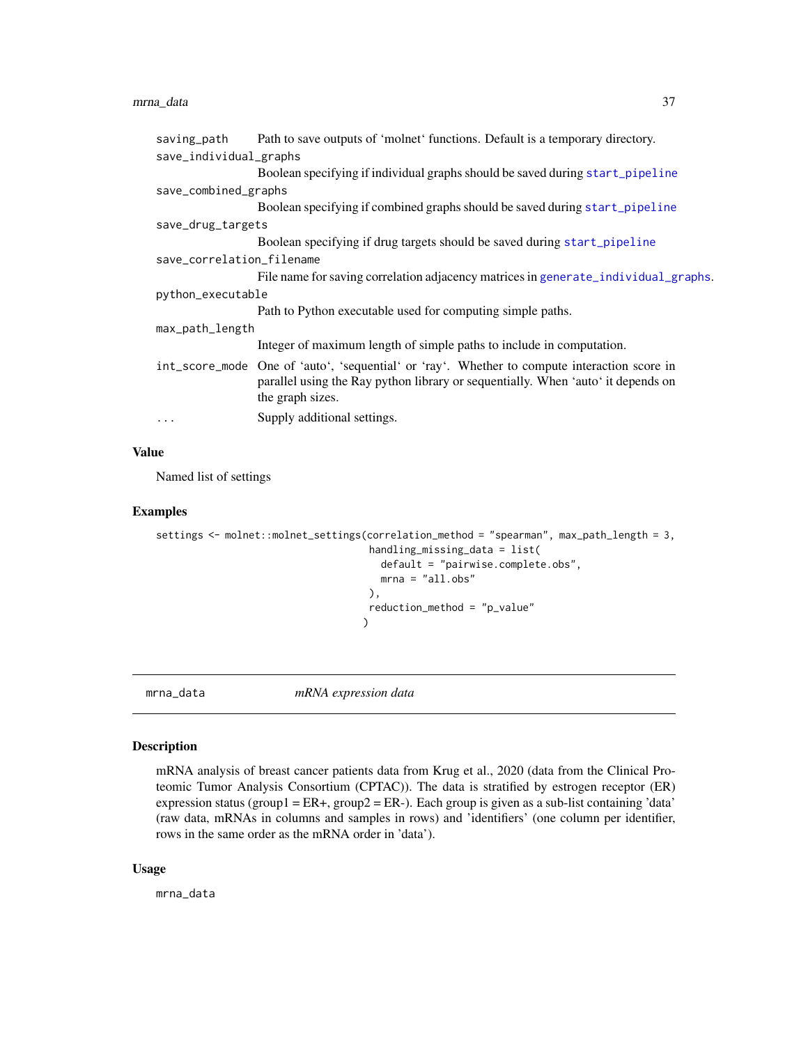| | |
|---|---|
| saving_path | Path to save outputs of 'molnet' functions. Default is a temporary directory. |
| save_individual_graphs | Boolean specifying if individual graphs should be saved during start_pipeline |
| save_combined_graphs | Boolean specifying if combined graphs should be saved during start_pipeline |
| save_drug_targets | Boolean specifying if drug targets should be saved during start_pipeline |
| save_correlation_filename | File name for saving correlation adjacency matrices in generate_individual_graphs. |
| python_executable | Path to Python executable used for computing simple paths. |
| max_path_length | Integer of maximum length of simple paths to include in computation. |
| int_score_mode | One of 'auto', 'sequential' or 'ray'. Whether to compute interaction score in parallel using the Ray python library or sequentially. When 'auto' it depends on the graph sizes. |
| ... | Supply additional settings. |

### Value

Named list of settings

### Examples

```
settings <- molnet::molnet_settings(correlation_method = "spearman", max_path_length = 3,
                                    handling_missing_data = list(
                                      default = "pairwise.complete.obs",
                                      mrna = "all.obs"
                                    ),
                                    reduction_method = "p_value"
                                   )
```

---

## mrna_data *mRNA expression data*

### Description

mRNA analysis of breast cancer patients data from Krug et al., 2020 (data from the Clinical Proteomic Tumor Analysis Consortium (CPTAC)). The data is stratified by estrogen receptor (ER) expression status (group1 = ER+, group2 = ER-). Each group is given as a sub-list containing 'data' (raw data, mRNAs in columns and samples in rows) and 'identifiers' (one column per identifier, rows in the same order as the mRNA order in 'data').

### Usage

```
mrna_data
```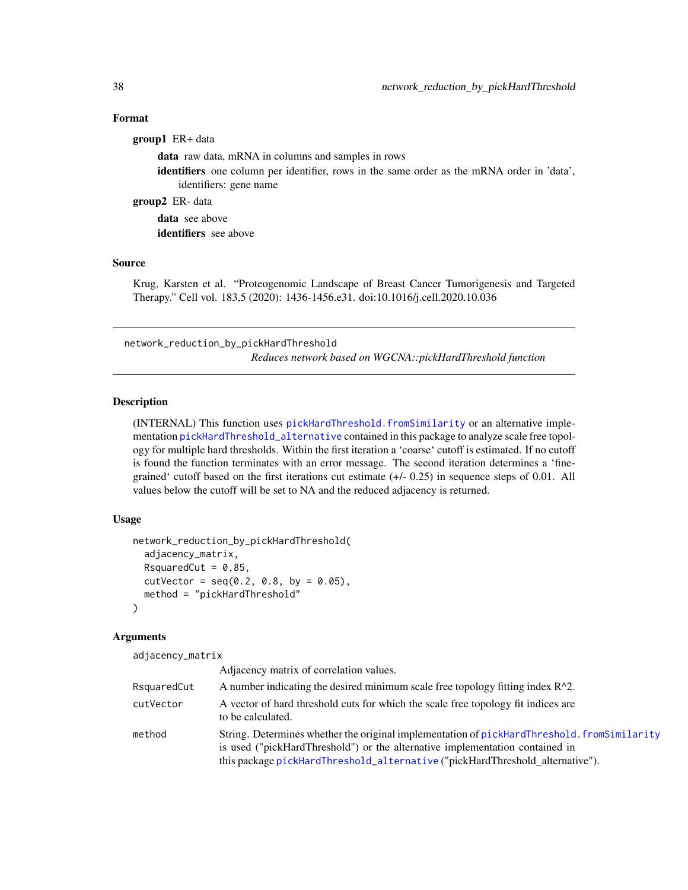### Format

**group1** ER+ data

- **data** raw data, mRNA in columns and samples in rows
- **identifiers** one column per identifier, rows in the same order as the mRNA order in 'data', identifiers: gene name

**group2** ER- data

- **data** see above
- **identifiers** see above

### Source

Krug, Karsten et al. "Proteogenomic Landscape of Breast Cancer Tumorigenesis and Targeted Therapy." Cell vol. 183,5 (2020): 1436-1456.e31. doi:10.1016/j.cell.2020.10.036

---

## network_reduction_by_pickHardThreshold

*Reduces network based on WGCNA::pickHardThreshold function*

---

### Description

(INTERNAL) This function uses pickHardThreshold.fromSimilarity or an alternative implementation pickHardThreshold_alternative contained in this package to analyze scale free topology for multiple hard thresholds. Within the first iteration a 'coarse' cutoff is estimated. If no cutoff is found the function terminates with an error message. The second iteration determines a 'fine-grained' cutoff based on the first iterations cut estimate (+/- 0.25) in sequence steps of 0.01. All values below the cutoff will be set to NA and the reduced adjacency is returned.

### Usage

```
network_reduction_by_pickHardThreshold(
  adjacency_matrix,
  RsquaredCut = 0.85,
  cutVector = seq(0.2, 0.8, by = 0.05),
  method = "pickHardThreshold"
)
```

### Arguments

| | |
|---|---|
| `adjacency_matrix` | Adjacency matrix of correlation values. |
| `RsquaredCut` | A number indicating the desired minimum scale free topology fitting index R^2. |
| `cutVector` | A vector of hard threshold cuts for which the scale free topology fit indices are to be calculated. |
| `method` | String. Determines whether the original implementation of pickHardThreshold.fromSimilarity is used ("pickHardThreshold") or the alternative implementation contained in this package pickHardThreshold_alternative ("pickHardThreshold_alternative"). |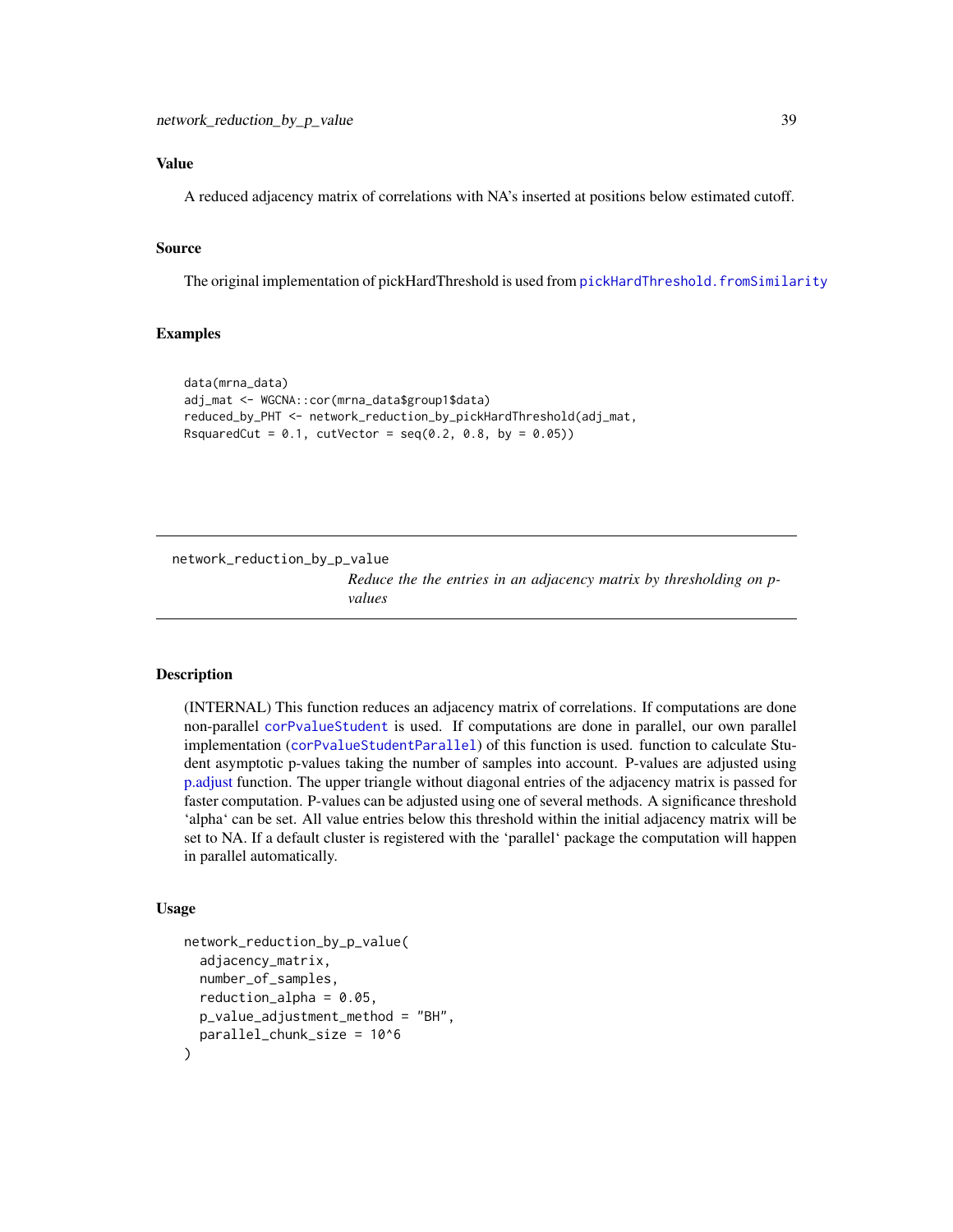### Value

A reduced adjacency matrix of correlations with NA's inserted at positions below estimated cutoff.

### Source

The original implementation of pickHardThreshold is used from `pickHardThreshold.fromSimilarity`

### Examples

```
data(mrna_data)
adj_mat <- WGCNA::cor(mrna_data$group1$data)
reduced_by_PHT <- network_reduction_by_pickHardThreshold(adj_mat,
RsquaredCut = 0.1, cutVector = seq(0.2, 0.8, by = 0.05))
```

---

## network_reduction_by_p_value

*Reduce the the entries in an adjacency matrix by thresholding on p-values*

---

### Description

(INTERNAL) This function reduces an adjacency matrix of correlations. If computations are done non-parallel `corPvalueStudent` is used. If computations are done in parallel, our own parallel implementation (`corPvalueStudentParallel`) of this function is used. function to calculate Student asymptotic p-values taking the number of samples into account. P-values are adjusted using p.adjust function. The upper triangle without diagonal entries of the adjacency matrix is passed for faster computation. P-values can be adjusted using one of several methods. A significance threshold 'alpha' can be set. All value entries below this threshold within the initial adjacency matrix will be set to NA. If a default cluster is registered with the 'parallel' package the computation will happen in parallel automatically.

### Usage

```
network_reduction_by_p_value(
  adjacency_matrix,
  number_of_samples,
  reduction_alpha = 0.05,
  p_value_adjustment_method = "BH",
  parallel_chunk_size = 10^6
)
```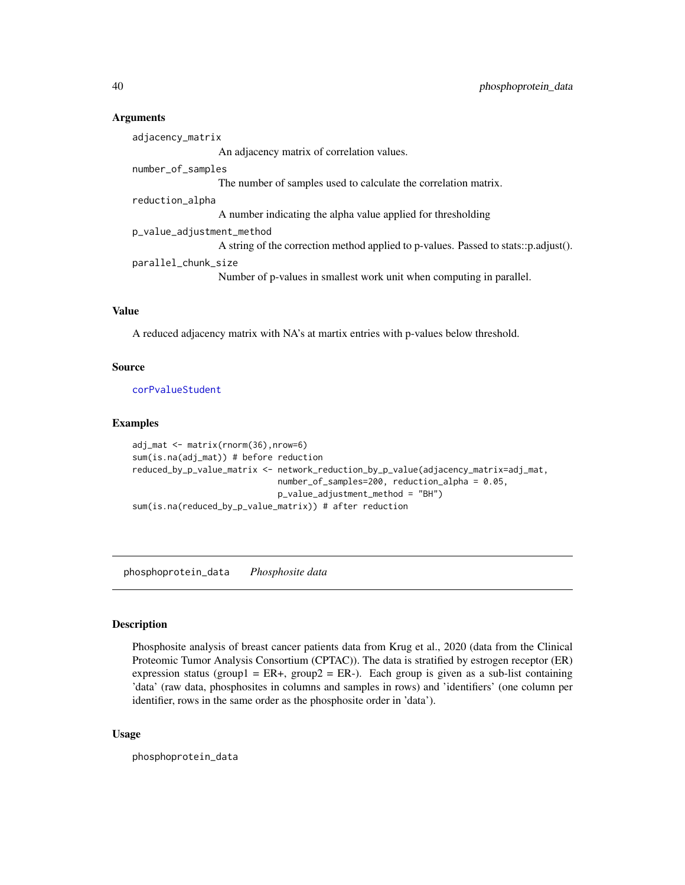### Arguments

`adjacency_matrix`
: An adjacency matrix of correlation values.

`number_of_samples`
: The number of samples used to calculate the correlation matrix.

`reduction_alpha`
: A number indicating the alpha value applied for thresholding

`p_value_adjustment_method`
: A string of the correction method applied to p-values. Passed to stats::p.adjust().

`parallel_chunk_size`
: Number of p-values in smallest work unit when computing in parallel.

### Value

A reduced adjacency matrix with NA's at martix entries with p-values below threshold.

### Source

corPvalueStudent

### Examples

```
adj_mat <- matrix(rnorm(36),nrow=6)
sum(is.na(adj_mat)) # before reduction
reduced_by_p_value_matrix <- network_reduction_by_p_value(adjacency_matrix=adj_mat,
                             number_of_samples=200, reduction_alpha = 0.05,
                             p_value_adjustment_method = "BH")
sum(is.na(reduced_by_p_value_matrix)) # after reduction
```

---

## phosphoprotein_data *Phosphosite data*

### Description

Phosphosite analysis of breast cancer patients data from Krug et al., 2020 (data from the Clinical Proteomic Tumor Analysis Consortium (CPTAC)). The data is stratified by estrogen receptor (ER) expression status (group1 = ER+, group2 = ER-). Each group is given as a sub-list containing 'data' (raw data, phosphosites in columns and samples in rows) and 'identifiers' (one column per identifier, rows in the same order as the phosphosite order in 'data').

### Usage

```
phosphoprotein_data
```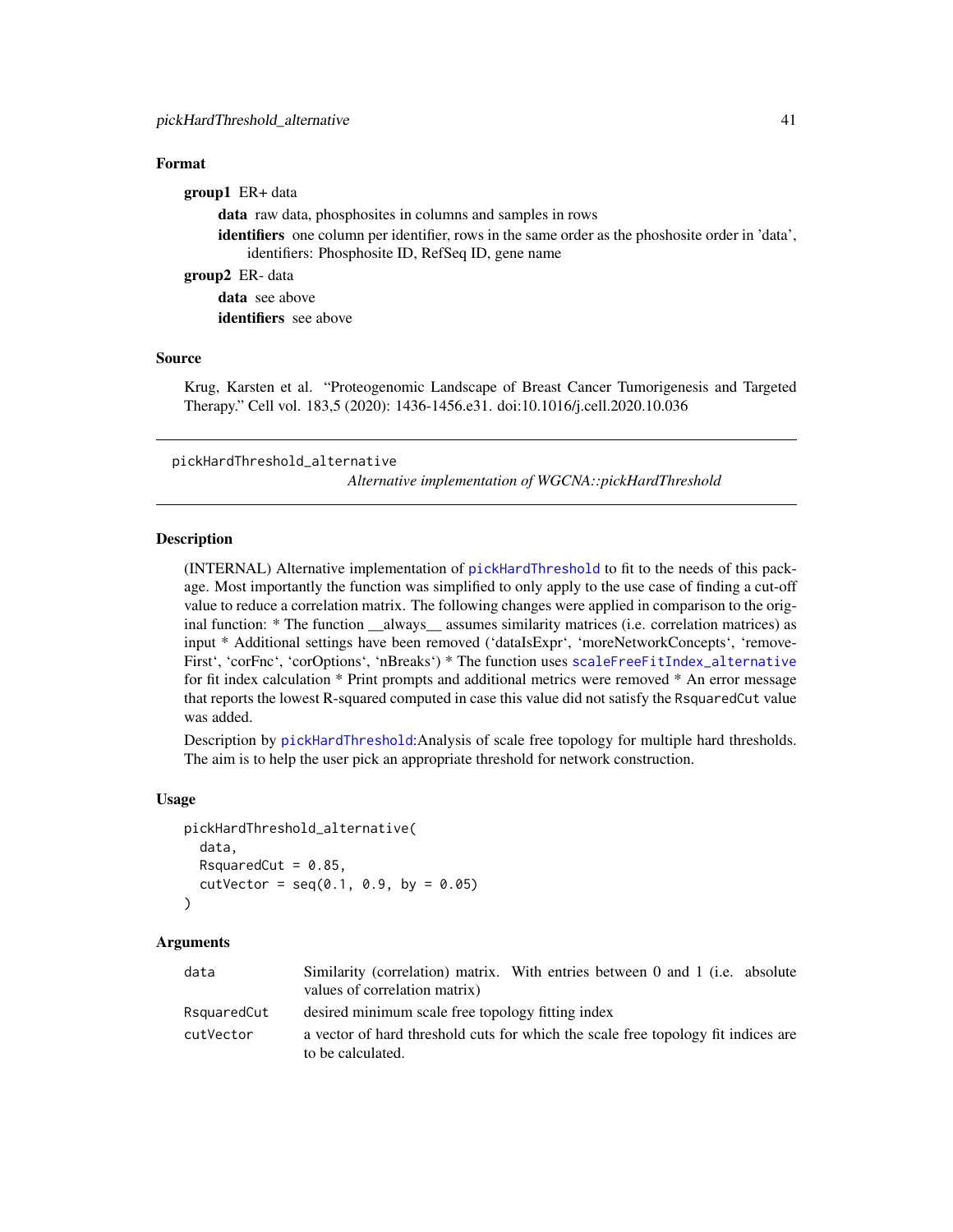## Format

**group1** ER+ data

- **data** raw data, phosphosites in columns and samples in rows
- **identifiers** one column per identifier, rows in the same order as the phoshosite order in 'data', identifiers: Phosphosite ID, RefSeq ID, gene name

**group2** ER- data

- **data** see above
- **identifiers** see above

## Source

Krug, Karsten et al. "Proteogenomic Landscape of Breast Cancer Tumorigenesis and Targeted Therapy." Cell vol. 183,5 (2020): 1436-1456.e31. doi:10.1016/j.cell.2020.10.036

---

# pickHardThreshold_alternative

*Alternative implementation of WGCNA::pickHardThreshold*

---

## Description

(INTERNAL) Alternative implementation of pickHardThreshold to fit to the needs of this package. Most importantly the function was simplified to only apply to the use case of finding a cut-off value to reduce a correlation matrix. The following changes were applied in comparison to the original function: * The function __always__ assumes similarity matrices (i.e. correlation matrices) as input * Additional settings have been removed ('dataIsExpr', 'moreNetworkConcepts', 'removeFirst', 'corFnc', 'corOptions', 'nBreaks') * The function uses scaleFreeFitIndex_alternative for fit index calculation * Print prompts and additional metrics were removed * An error message that reports the lowest R-squared computed in case this value did not satisfy the `RsquaredCut` value was added.

Description by pickHardThreshold:Analysis of scale free topology for multiple hard thresholds. The aim is to help the user pick an appropriate threshold for network construction.

## Usage

```
pickHardThreshold_alternative(
  data,
  RsquaredCut = 0.85,
  cutVector = seq(0.1, 0.9, by = 0.05)
)
```

## Arguments

| | |
|---|---|
| `data` | Similarity (correlation) matrix. With entries between 0 and 1 (i.e. absolute values of correlation matrix) |
| `RsquaredCut` | desired minimum scale free topology fitting index |
| `cutVector` | a vector of hard threshold cuts for which the scale free topology fit indices are to be calculated. |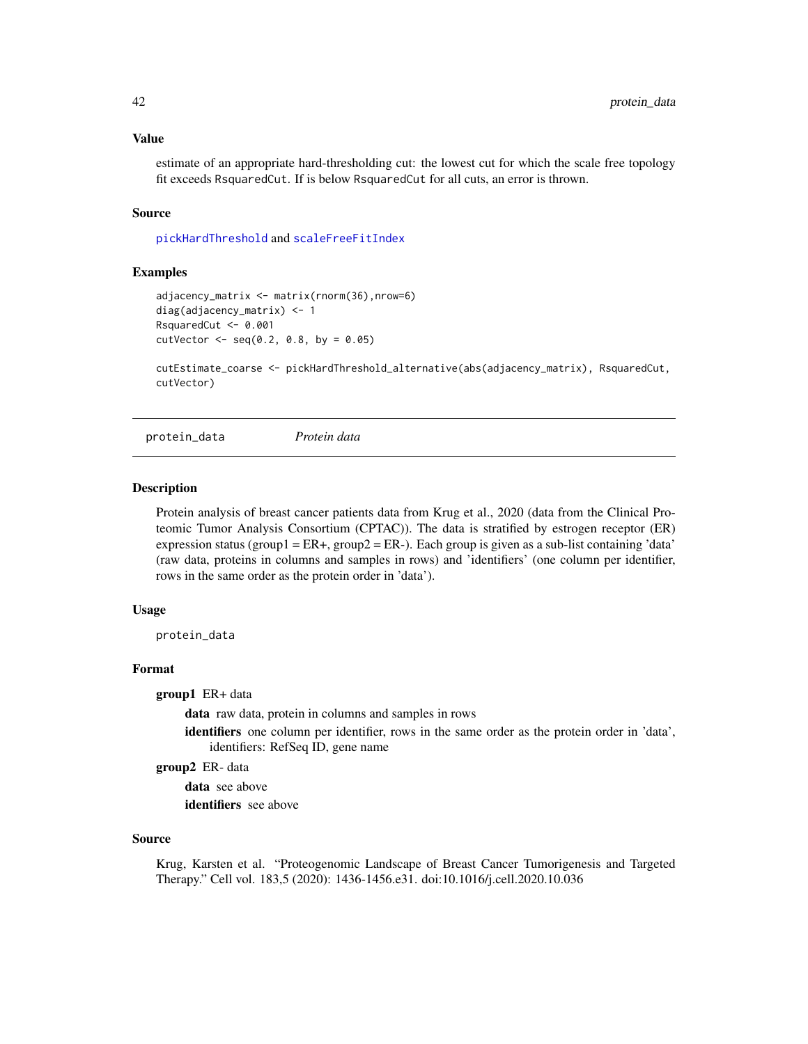### Value

estimate of an appropriate hard-thresholding cut: the lowest cut for which the scale free topology fit exceeds RsquaredCut. If is below RsquaredCut for all cuts, an error is thrown.

### Source

pickHardThreshold and scaleFreeFitIndex

### Examples

```
adjacency_matrix <- matrix(rnorm(36),nrow=6)
diag(adjacency_matrix) <- 1
RsquaredCut <- 0.001
cutVector <- seq(0.2, 0.8, by = 0.05)

cutEstimate_coarse <- pickHardThreshold_alternative(abs(adjacency_matrix), RsquaredCut,
cutVector)
```

---

## protein_data *Protein data*

### Description

Protein analysis of breast cancer patients data from Krug et al., 2020 (data from the Clinical Proteomic Tumor Analysis Consortium (CPTAC)). The data is stratified by estrogen receptor (ER) expression status (group1 = ER+, group2 = ER-). Each group is given as a sub-list containing 'data' (raw data, proteins in columns and samples in rows) and 'identifiers' (one column per identifier, rows in the same order as the protein order in 'data').

### Usage

```
protein_data
```

### Format

**group1** ER+ data

- **data** raw data, protein in columns and samples in rows
- **identifiers** one column per identifier, rows in the same order as the protein order in 'data', identifiers: RefSeq ID, gene name

**group2** ER- data

- **data** see above
- **identifiers** see above

### Source

Krug, Karsten et al. "Proteogenomic Landscape of Breast Cancer Tumorigenesis and Targeted Therapy." Cell vol. 183,5 (2020): 1436-1456.e31. doi:10.1016/j.cell.2020.10.036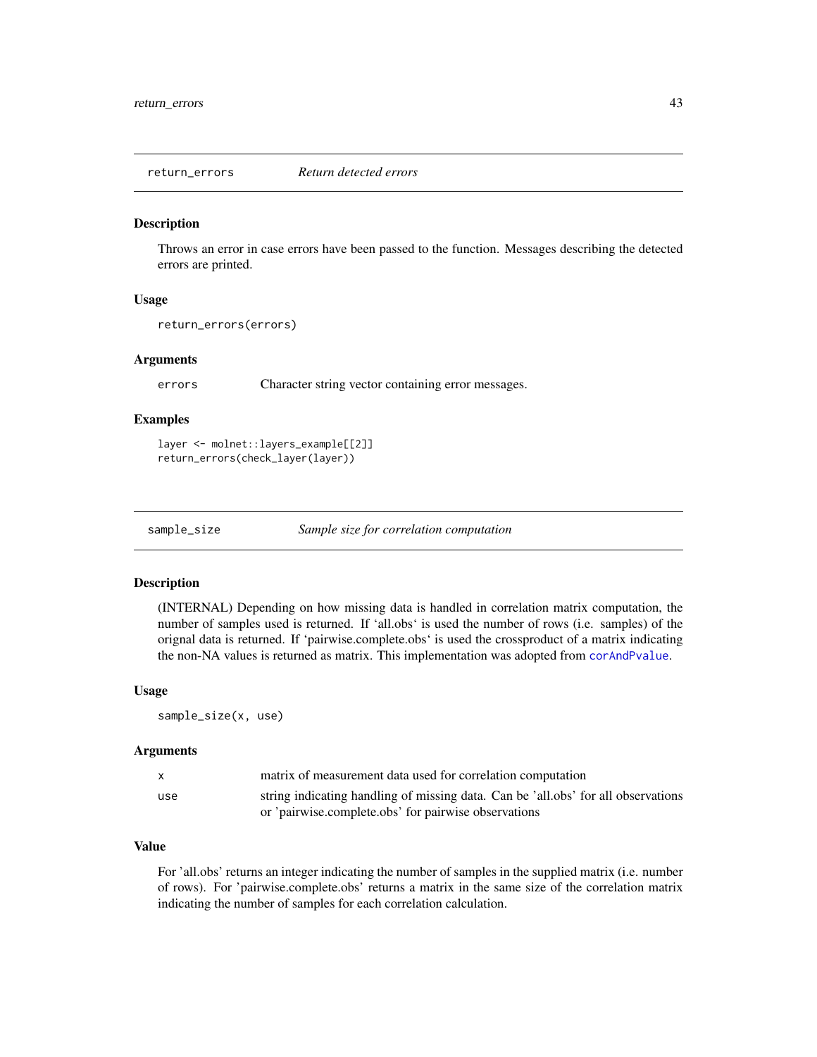## return_errors — *Return detected errors*

### Description

Throws an error in case errors have been passed to the function. Messages describing the detected errors are printed.

### Usage

```
return_errors(errors)
```

### Arguments

| | |
|---|---|
| `errors` | Character string vector containing error messages. |

### Examples

```
layer <- molnet::layers_example[[2]]
return_errors(check_layer(layer))
```

## sample_size — *Sample size for correlation computation*

### Description

(INTERNAL) Depending on how missing data is handled in correlation matrix computation, the number of samples used is returned. If ‘all.obs‘ is used the number of rows (i.e. samples) of the orignal data is returned. If ‘pairwise.complete.obs‘ is used the crossproduct of a matrix indicating the non-NA values is returned as matrix. This implementation was adopted from `corAndPvalue`.

### Usage

```
sample_size(x, use)
```

### Arguments

| | |
|---|---|
| `x` | matrix of measurement data used for correlation computation |
| `use` | string indicating handling of missing data. Can be 'all.obs' for all observations or 'pairwise.complete.obs' for pairwise observations |

### Value

For 'all.obs' returns an integer indicating the number of samples in the supplied matrix (i.e. number of rows). For 'pairwise.complete.obs' returns a matrix in the same size of the correlation matrix indicating the number of samples for each correlation calculation.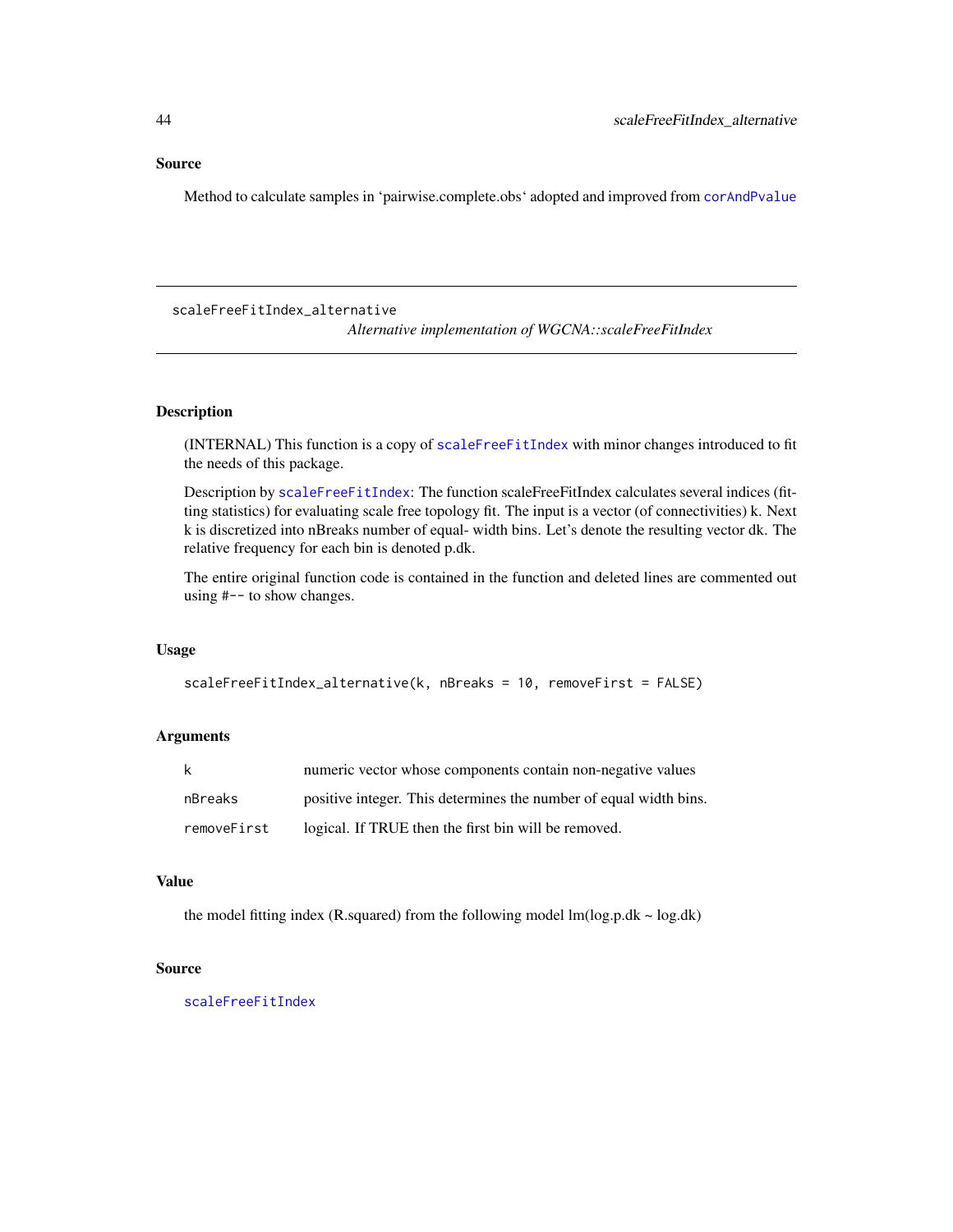## Source

Method to calculate samples in ‘pairwise.complete.obs‘ adopted and improved from corAndPvalue

---

# scaleFreeFitIndex_alternative

*Alternative implementation of WGCNA::scaleFreeFitIndex*

---

## Description

(INTERNAL) This function is a copy of scaleFreeFitIndex with minor changes introduced to fit the needs of this package.

Description by scaleFreeFitIndex: The function scaleFreeFitIndex calculates several indices (fitting statistics) for evaluating scale free topology fit. The input is a vector (of connectivities) k. Next k is discretized into nBreaks number of equal- width bins. Let's denote the resulting vector dk. The relative frequency for each bin is denoted p.dk.

The entire original function code is contained in the function and deleted lines are commented out using #-- to show changes.

## Usage

```
scaleFreeFitIndex_alternative(k, nBreaks = 10, removeFirst = FALSE)
```

## Arguments

| | |
|---|---|
| k | numeric vector whose components contain non-negative values |
| nBreaks | positive integer. This determines the number of equal width bins. |
| removeFirst | logical. If TRUE then the first bin will be removed. |

## Value

the model fitting index (R.squared) from the following model lm(log.p.dk ~ log.dk)

## Source

scaleFreeFitIndex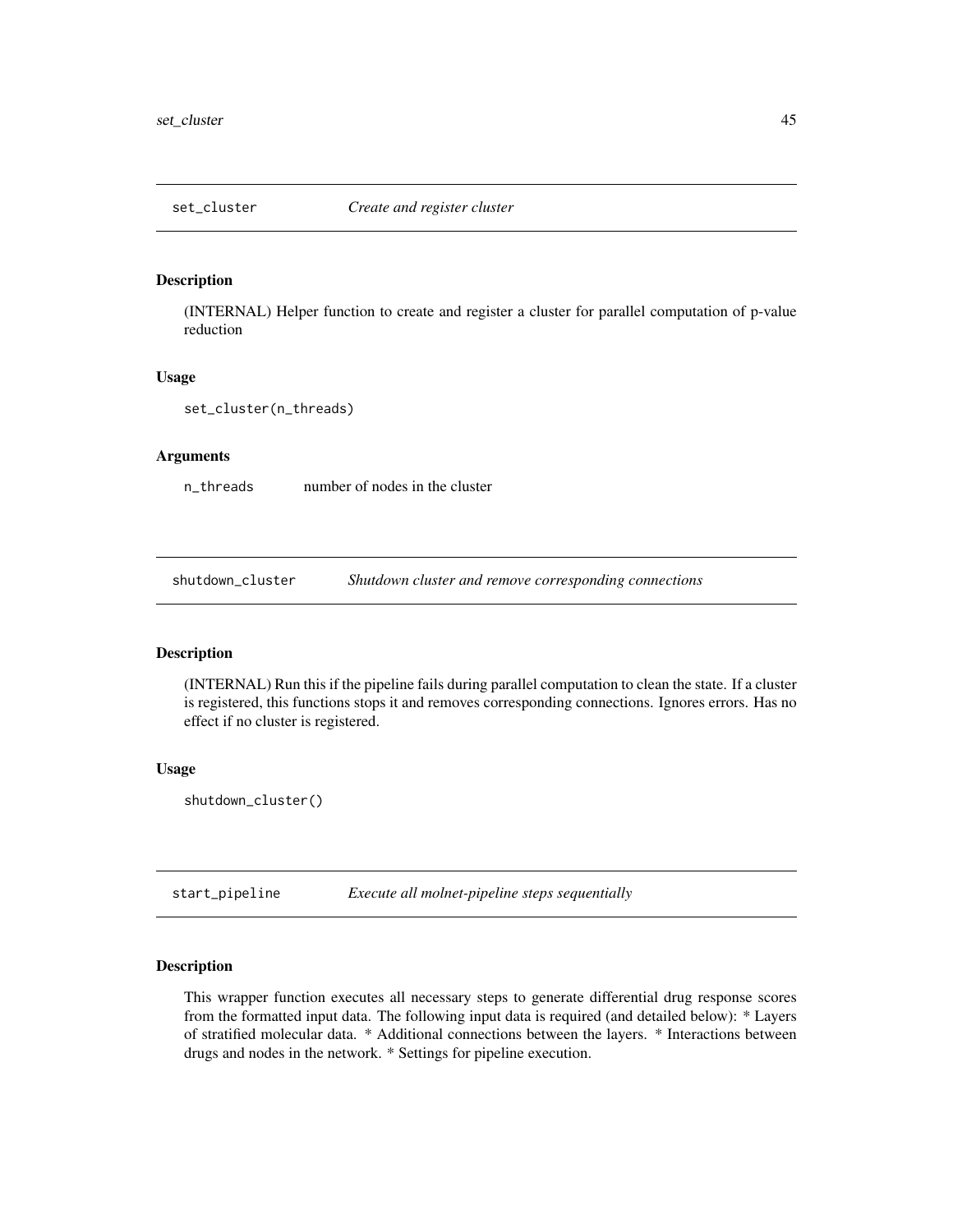## set_cluster — *Create and register cluster*

### Description

(INTERNAL) Helper function to create and register a cluster for parallel computation of p-value reduction

### Usage

```
set_cluster(n_threads)
```

### Arguments

| | |
|---|---|
| n_threads | number of nodes in the cluster |

## shutdown_cluster — *Shutdown cluster and remove corresponding connections*

### Description

(INTERNAL) Run this if the pipeline fails during parallel computation to clean the state. If a cluster is registered, this functions stops it and removes corresponding connections. Ignores errors. Has no effect if no cluster is registered.

### Usage

```
shutdown_cluster()
```

## start_pipeline — *Execute all molnet-pipeline steps sequentially*

### Description

This wrapper function executes all necessary steps to generate differential drug response scores from the formatted input data. The following input data is required (and detailed below): * Layers of stratified molecular data. * Additional connections between the layers. * Interactions between drugs and nodes in the network. * Settings for pipeline execution.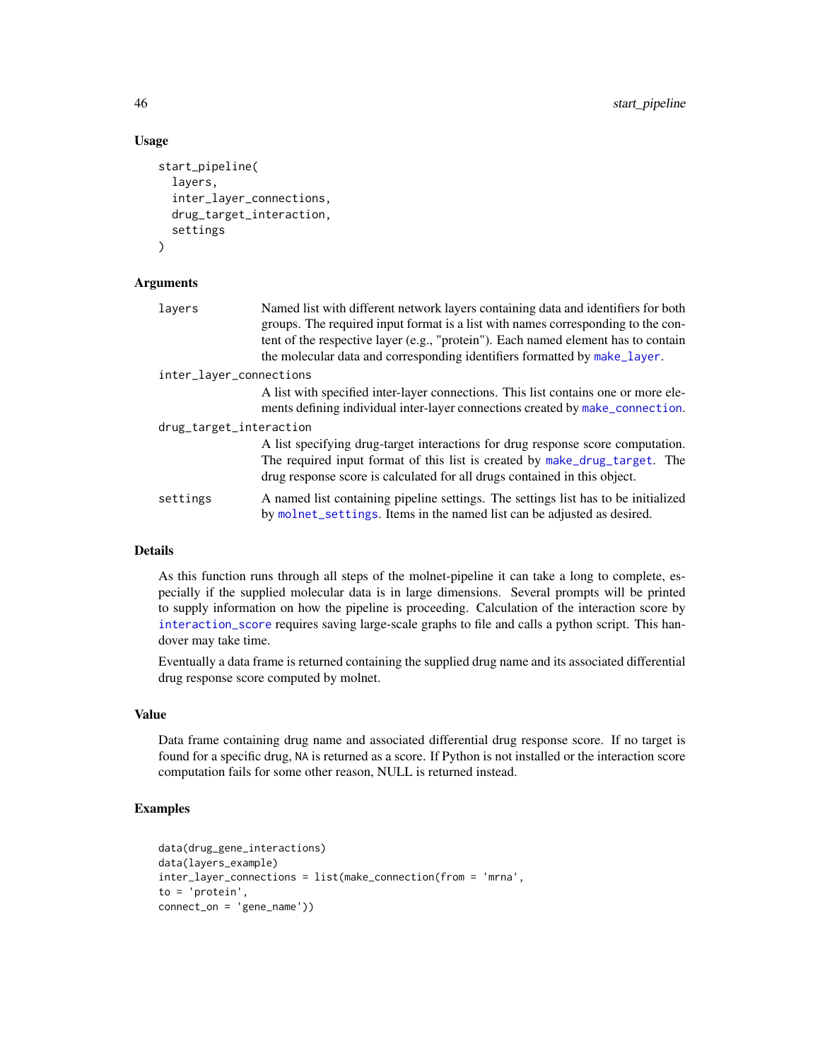## Usage

```
start_pipeline(
  layers,
  inter_layer_connections,
  drug_target_interaction,
  settings
)
```

## Arguments

**layers**
: Named list with different network layers containing data and identifiers for both groups. The required input format is a list with names corresponding to the content of the respective layer (e.g., "protein"). Each named element has to contain the molecular data and corresponding identifiers formatted by `make_layer`.

**inter_layer_connections**
: A list with specified inter-layer connections. This list contains one or more elements defining individual inter-layer connections created by `make_connection`.

**drug_target_interaction**
: A list specifying drug-target interactions for drug response score computation. The required input format of this list is created by `make_drug_target`. The drug response score is calculated for all drugs contained in this object.

**settings**
: A named list containing pipeline settings. The settings list has to be initialized by `molnet_settings`. Items in the named list can be adjusted as desired.

## Details

As this function runs through all steps of the molnet-pipeline it can take a long to complete, especially if the supplied molecular data is in large dimensions. Several prompts will be printed to supply information on how the pipeline is proceeding. Calculation of the interaction score by `interaction_score` requires saving large-scale graphs to file and calls a python script. This handover may take time.

Eventually a data frame is returned containing the supplied drug name and its associated differential drug response score computed by molnet.

## Value

Data frame containing drug name and associated differential drug response score. If no target is found for a specific drug, NA is returned as a score. If Python is not installed or the interaction score computation fails for some other reason, NULL is returned instead.

## Examples

```
data(drug_gene_interactions)
data(layers_example)
inter_layer_connections = list(make_connection(from = 'mrna',
to = 'protein',
connect_on = 'gene_name'))
```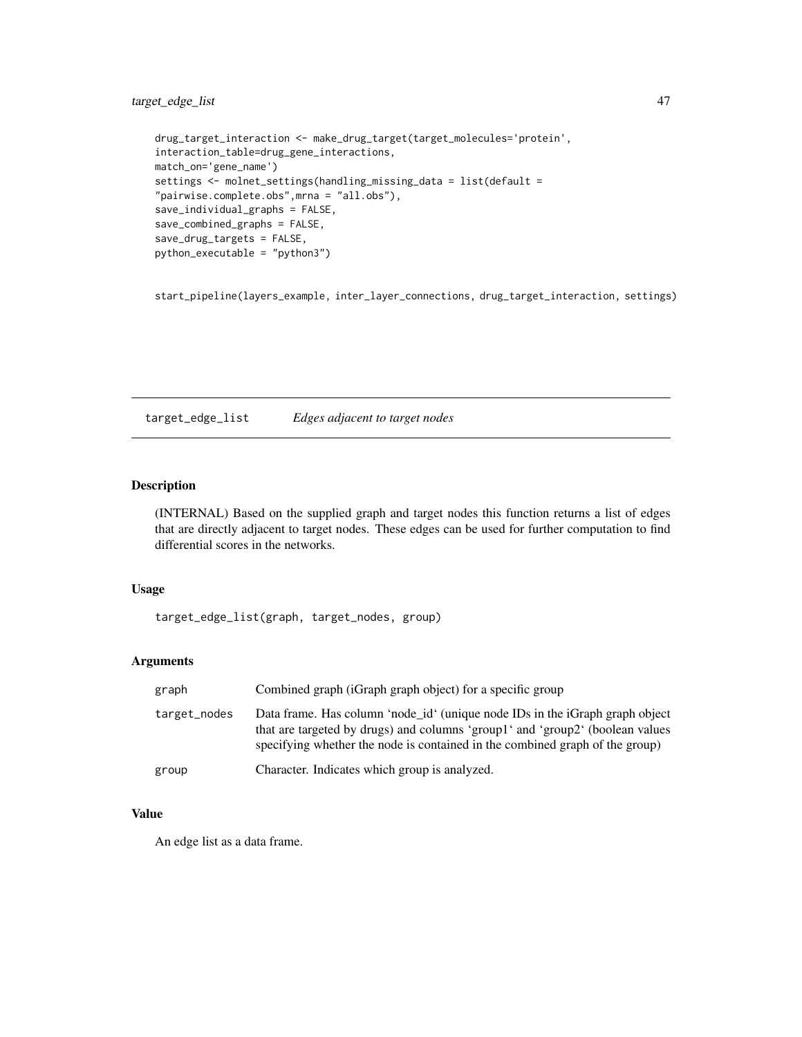```
drug_target_interaction <- make_drug_target(target_molecules='protein',
interaction_table=drug_gene_interactions,
match_on='gene_name')
settings <- molnet_settings(handling_missing_data = list(default =
"pairwise.complete.obs",mrna = "all.obs"),
save_individual_graphs = FALSE,
save_combined_graphs = FALSE,
save_drug_targets = FALSE,
python_executable = "python3")


start_pipeline(layers_example, inter_layer_connections, drug_target_interaction, settings)
```

## target_edge_list — *Edges adjacent to target nodes*

### Description

(INTERNAL) Based on the supplied graph and target nodes this function returns a list of edges that are directly adjacent to target nodes. These edges can be used for further computation to find differential scores in the networks.

### Usage

```
target_edge_list(graph, target_nodes, group)
```

### Arguments

| | |
|---|---|
| `graph` | Combined graph (iGraph graph object) for a specific group |
| `target_nodes` | Data frame. Has column 'node_id' (unique node IDs in the iGraph graph object that are targeted by drugs) and columns 'group1' and 'group2' (boolean values specifying whether the node is contained in the combined graph of the group) |
| `group` | Character. Indicates which group is analyzed. |

### Value

An edge list as a data frame.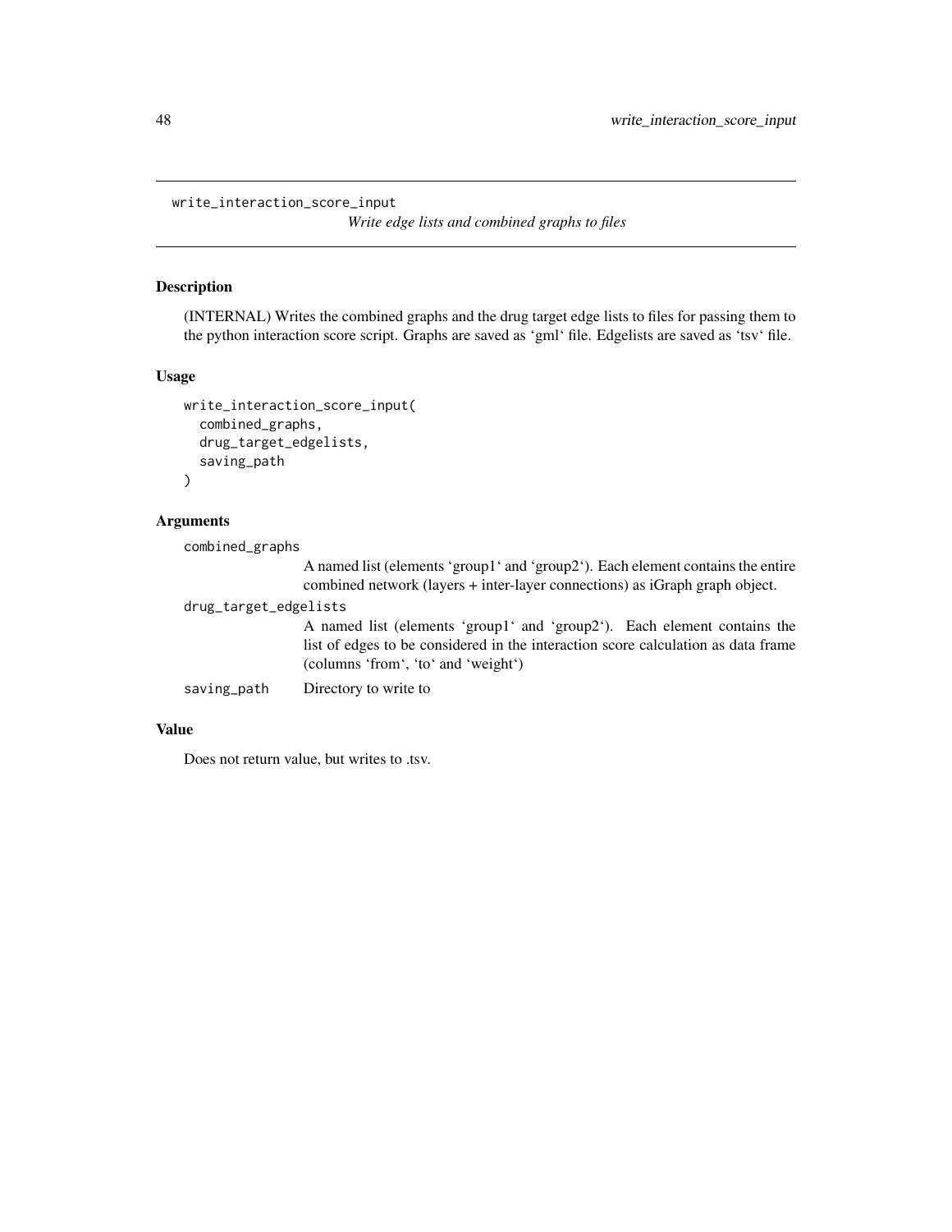# write_interaction_score_input

*Write edge lists and combined graphs to files*

## Description

(INTERNAL) Writes the combined graphs and the drug target edge lists to files for passing them to the python interaction score script. Graphs are saved as 'gml' file. Edgelists are saved as 'tsv' file.

## Usage

```
write_interaction_score_input(
  combined_graphs,
  drug_target_edgelists,
  saving_path
)
```

## Arguments

| | |
|---|---|
| combined_graphs | A named list (elements 'group1' and 'group2'). Each element contains the entire combined network (layers + inter-layer connections) as iGraph graph object. |
| drug_target_edgelists | A named list (elements 'group1' and 'group2'). Each element contains the list of edges to be considered in the interaction score calculation as data frame (columns 'from', 'to' and 'weight') |
| saving_path | Directory to write to |

## Value

Does not return value, but writes to .tsv.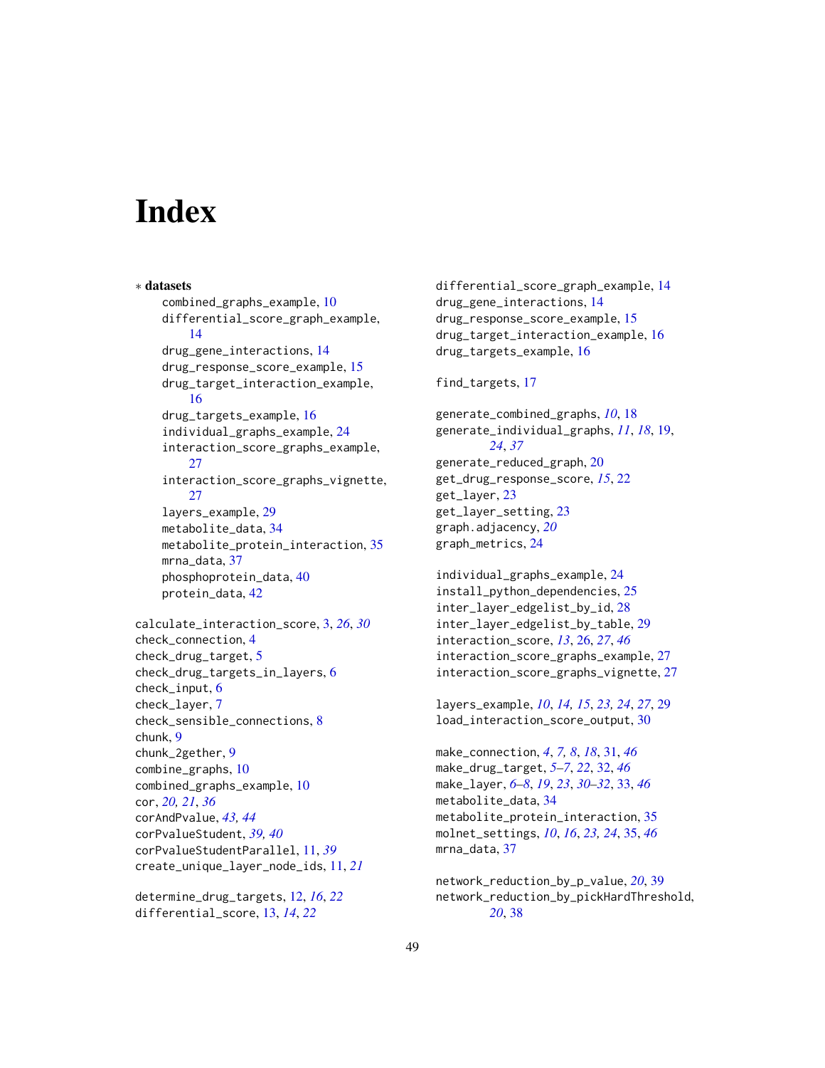# Index

∗ **datasets**

- combined_graphs_example, 10
- differential_score_graph_example, 14
- drug_gene_interactions, 14
- drug_response_score_example, 15
- drug_target_interaction_example, 16
- drug_targets_example, 16
- individual_graphs_example, 24
- interaction_score_graphs_example, 27
- interaction_score_graphs_vignette, 27
- layers_example, 29
- metabolite_data, 34
- metabolite_protein_interaction, 35
- mrna_data, 37
- phosphoprotein_data, 40
- protein_data, 42

calculate_interaction_score, 3, *26*, *30*
check_connection, 4
check_drug_target, 5
check_drug_targets_in_layers, 6
check_input, 6
check_layer, 7
check_sensible_connections, 8
chunk, 9
chunk_2gether, 9
combine_graphs, 10
combined_graphs_example, 10
cor, *20, 21*, *36*
corAndPvalue, *43, 44*
corPvalueStudent, *39, 40*
corPvalueStudentParallel, 11, *39*
create_unique_layer_node_ids, 11, *21*

determine_drug_targets, 12, *16*, *22*
differential_score, 13, *14*, *22*
differential_score_graph_example, 14
drug_gene_interactions, 14
drug_response_score_example, 15
drug_target_interaction_example, 16
drug_targets_example, 16

find_targets, 17

generate_combined_graphs, *10*, 18
generate_individual_graphs, *11*, *18*, 19, *24*, *37*
generate_reduced_graph, 20
get_drug_response_score, *15*, 22
get_layer, 23
get_layer_setting, 23
graph.adjacency, *20*
graph_metrics, 24

individual_graphs_example, 24
install_python_dependencies, 25
inter_layer_edgelist_by_id, 28
inter_layer_edgelist_by_table, 29
interaction_score, *13*, 26, *27*, *46*
interaction_score_graphs_example, 27
interaction_score_graphs_vignette, 27

layers_example, *10*, *14, 15*, *23*, *24*, *27*, 29
load_interaction_score_output, 30

make_connection, *4*, *7, 8*, *18*, 31, *46*
make_drug_target, *5–7*, *22*, 32, *46*
make_layer, *6–8*, *19*, *23*, *30–32*, 33, *46*
metabolite_data, 34
metabolite_protein_interaction, 35
molnet_settings, *10*, *16*, *23, 24*, 35, *46*
mrna_data, 37

network_reduction_by_p_value, *20*, 39
network_reduction_by_pickHardThreshold, *20*, 38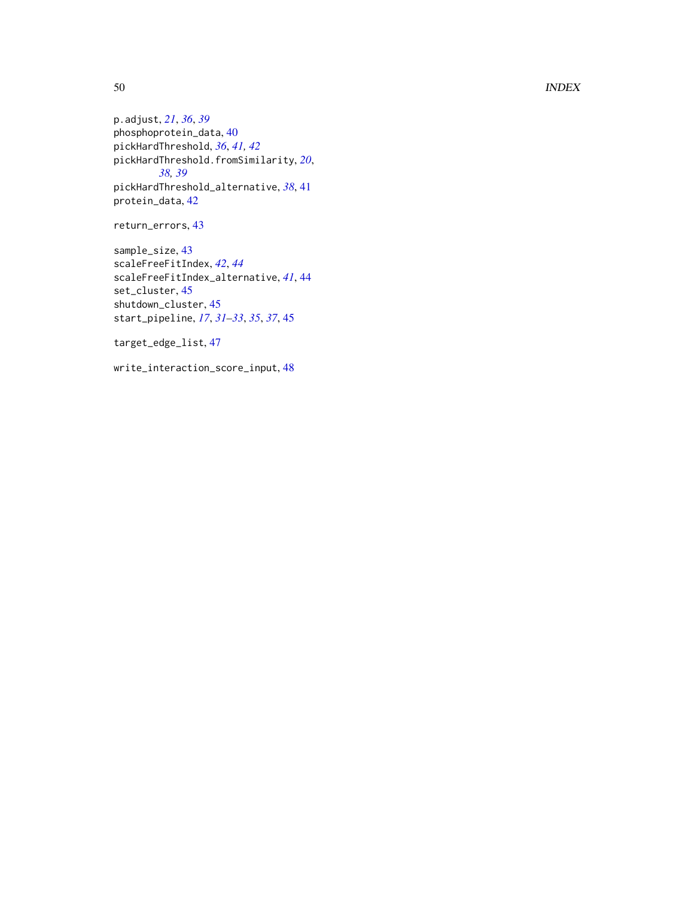p.adjust, *21*, *36*, *39*
phosphoprotein_data, 40
pickHardThreshold, *36*, *41, 42*
pickHardThreshold.fromSimilarity, *20*, *38, 39*
pickHardThreshold_alternative, *38*, 41
protein_data, 42

return_errors, 43

sample_size, 43
scaleFreeFitIndex, *42*, *44*
scaleFreeFitIndex_alternative, *41*, 44
set_cluster, 45
shutdown_cluster, 45
start_pipeline, *17*, *31–33*, *35*, *37*, 45

target_edge_list, 47

write_interaction_score_input, 48